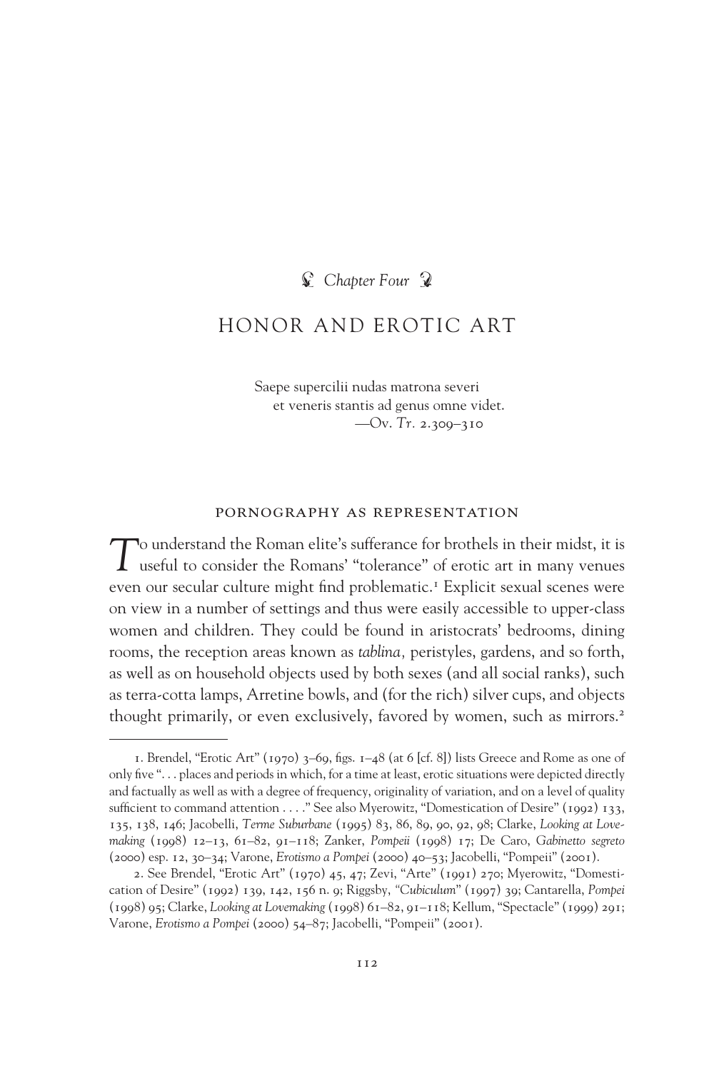Chapter Four

# HONOR AND EROTIC ART

Saepe supercilii nudas matrona severi
et veneris stantis ad genus omne videt.
—Ov. *Tr.* 2.309–310

## PORNOGRAPHY AS REPRESENTATION

To understand the Roman elite's sufferance for brothels in their midst, it is useful to consider the Romans' "tolerance" of erotic art in many venues even our secular culture might find problematic.[1] Explicit sexual scenes were on view in a number of settings and thus were easily accessible to upper-class women and children. They could be found in aristocrats' bedrooms, dining rooms, the reception areas known as *tablina,* peristyles, gardens, and so forth, as well as on household objects used by both sexes (and all social ranks), such as terra-cotta lamps, Arretine bowls, and (for the rich) silver cups, and objects thought primarily, or even exclusively, favored by women, such as mirrors.[2]

---

1. Brendel, "Erotic Art" (1970) 3–69, figs. 1–48 (at 6 [cf. 8]) lists Greece and Rome as one of only five ". . . places and periods in which, for a time at least, erotic situations were depicted directly and factually as well as with a degree of frequency, originality of variation, and on a level of quality sufficient to command attention . . . ." See also Myerowitz, "Domestication of Desire" (1992) 133, 135, 138, 146; Jacobelli, *Terme Suburbane* (1995) 83, 86, 89, 90, 92, 98; Clarke, *Looking at Lovemaking* (1998) 12–13, 61–82, 91–118; Zanker, *Pompeii* (1998) 17; De Caro, *Gabinetto segreto* (2000) esp. 12, 30–34; Varone, *Erotismo a Pompei* (2000) 40–53; Jacobelli, "Pompeii" (2001).

2. See Brendel, "Erotic Art" (1970) 45, 47; Zevi, "Arte" (1991) 270; Myerowitz, "Domestication of Desire" (1992) 139, 142, 156 n. 9; Riggsby, "*Cubiculum*" (1997) 39; Cantarella, *Pompei* (1998) 95; Clarke, *Looking at Lovemaking* (1998) 61–82, 91–118; Kellum, "Spectacle" (1999) 291; Varone, *Erotismo a Pompei* (2000) 54–87; Jacobelli, "Pompeii" (2001).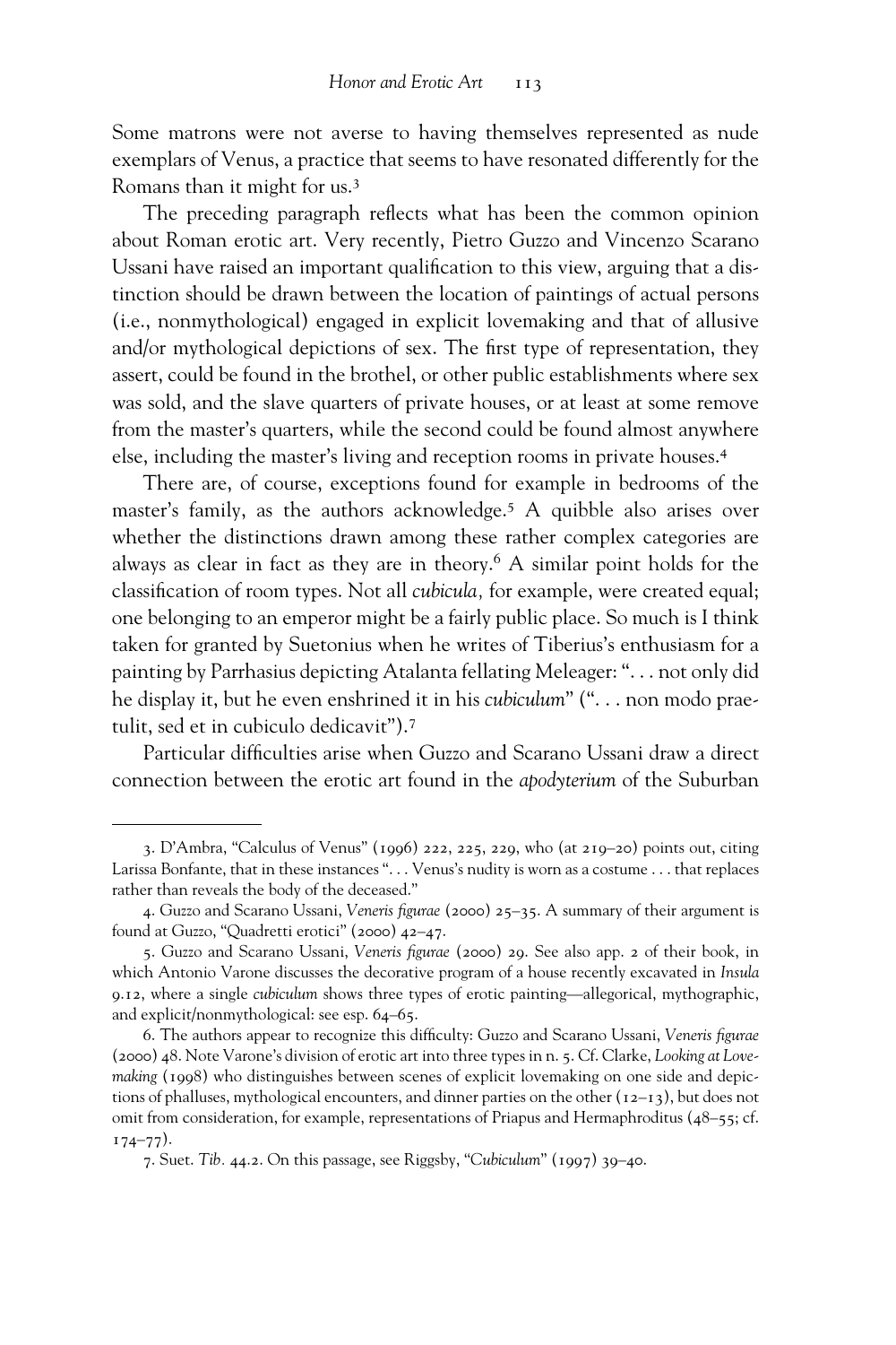Some matrons were not averse to having themselves represented as nude exemplars of Venus, a practice that seems to have resonated differently for the Romans than it might for us.[3]

The preceding paragraph reflects what has been the common opinion about Roman erotic art. Very recently, Pietro Guzzo and Vincenzo Scarano Ussani have raised an important qualification to this view, arguing that a distinction should be drawn between the location of paintings of actual persons (i.e., nonmythological) engaged in explicit lovemaking and that of allusive and/or mythological depictions of sex. The first type of representation, they assert, could be found in the brothel, or other public establishments where sex was sold, and the slave quarters of private houses, or at least at some remove from the master's quarters, while the second could be found almost anywhere else, including the master's living and reception rooms in private houses.[4]

There are, of course, exceptions found for example in bedrooms of the master's family, as the authors acknowledge.[5] A quibble also arises over whether the distinctions drawn among these rather complex categories are always as clear in fact as they are in theory.[6] A similar point holds for the classification of room types. Not all *cubicula,* for example, were created equal; one belonging to an emperor might be a fairly public place. So much is I think taken for granted by Suetonius when he writes of Tiberius's enthusiasm for a painting by Parrhasius depicting Atalanta fellating Meleager: ". . . not only did he display it, but he even enshrined it in his *cubiculum*" (". . . non modo praetulit, sed et in cubiculo dedicavit").[7]

Particular difficulties arise when Guzzo and Scarano Ussani draw a direct connection between the erotic art found in the *apodyterium* of the Suburban

---

3. D'Ambra, "Calculus of Venus" (1996) 222, 225, 229, who (at 219–20) points out, citing Larissa Bonfante, that in these instances ". . . Venus's nudity is worn as a costume . . . that replaces rather than reveals the body of the deceased."

4. Guzzo and Scarano Ussani, *Veneris figurae* (2000) 25–35. A summary of their argument is found at Guzzo, "Quadretti erotici" (2000) 42–47.

5. Guzzo and Scarano Ussani, *Veneris figurae* (2000) 29. See also app. 2 of their book, in which Antonio Varone discusses the decorative program of a house recently excavated in *Insula* 9.12, where a single *cubiculum* shows three types of erotic painting—allegorical, mythographic, and explicit/nonmythological: see esp. 64–65.

6. The authors appear to recognize this difficulty: Guzzo and Scarano Ussani, *Veneris figurae* (2000) 48. Note Varone's division of erotic art into three types in n. 5. Cf. Clarke, *Looking at Lovemaking* (1998) who distinguishes between scenes of explicit lovemaking on one side and depictions of phalluses, mythological encounters, and dinner parties on the other (12–13), but does not omit from consideration, for example, representations of Priapus and Hermaphroditus (48–55; cf. 174–77).

7. Suet. *Tib.* 44.2. On this passage, see Riggsby, "*Cubiculum*" (1997) 39–40.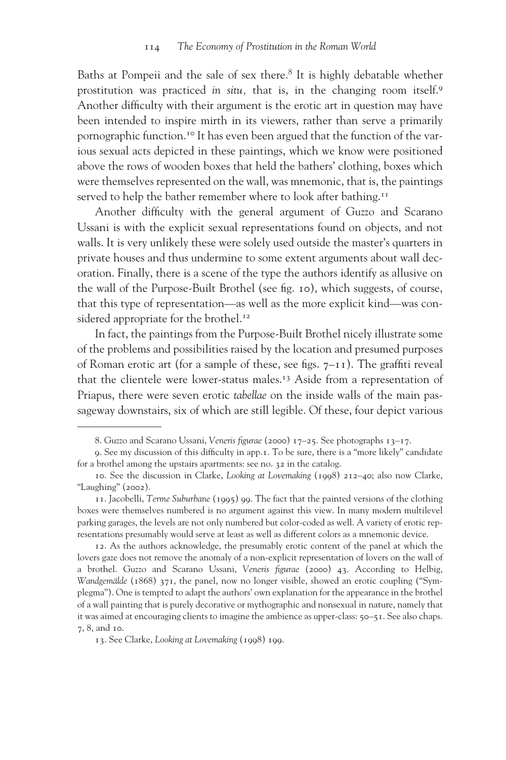Baths at Pompeii and the sale of sex there.[8] It is highly debatable whether prostitution was practiced *in situ,* that is, in the changing room itself.[9] Another difficulty with their argument is the erotic art in question may have been intended to inspire mirth in its viewers, rather than serve a primarily pornographic function.[10] It has even been argued that the function of the various sexual acts depicted in these paintings, which we know were positioned above the rows of wooden boxes that held the bathers' clothing, boxes which were themselves represented on the wall, was mnemonic, that is, the paintings served to help the bather remember where to look after bathing.[11]

Another difficulty with the general argument of Guzzo and Scarano Ussani is with the explicit sexual representations found on objects, and not walls. It is very unlikely these were solely used outside the master's quarters in private houses and thus undermine to some extent arguments about wall decoration. Finally, there is a scene of the type the authors identify as allusive on the wall of the Purpose-Built Brothel (see fig. 10), which suggests, of course, that this type of representation—as well as the more explicit kind—was considered appropriate for the brothel.[12]

In fact, the paintings from the Purpose-Built Brothel nicely illustrate some of the problems and possibilities raised by the location and presumed purposes of Roman erotic art (for a sample of these, see figs. 7–11). The graffiti reveal that the clientele were lower-status males.[13] Aside from a representation of Priapus, there were seven erotic *tabellae* on the inside walls of the main passageway downstairs, six of which are still legible. Of these, four depict various

---

8. Guzzo and Scarano Ussani, *Veneris figurae* (2000) 17–25. See photographs 13–17.

9. See my discussion of this difficulty in app.1. To be sure, there is a "more likely" candidate for a brothel among the upstairs apartments: see no. 32 in the catalog.

10. See the discussion in Clarke, *Looking at Lovemaking* (1998) 212–40; also now Clarke, "Laughing" (2002).

11. Jacobelli, *Terme Suburbane* (1995) 99. The fact that the painted versions of the clothing boxes were themselves numbered is no argument against this view. In many modern multilevel parking garages, the levels are not only numbered but color-coded as well. A variety of erotic representations presumably would serve at least as well as different colors as a mnemonic device.

12. As the authors acknowledge, the presumably erotic content of the panel at which the lovers gaze does not remove the anomaly of a non-explicit representation of lovers on the wall of a brothel. Guzzo and Scarano Ussani, *Veneris figurae* (2000) 43. According to Helbig, *Wandgemälde* (1868) 371, the panel, now no longer visible, showed an erotic coupling ("Symplegma"). One is tempted to adapt the authors' own explanation for the appearance in the brothel of a wall painting that is purely decorative or mythographic and nonsexual in nature, namely that it was aimed at encouraging clients to imagine the ambience as upper-class: 50–51. See also chaps. 7, 8, and 10.

13. See Clarke, *Looking at Lovemaking* (1998) 199.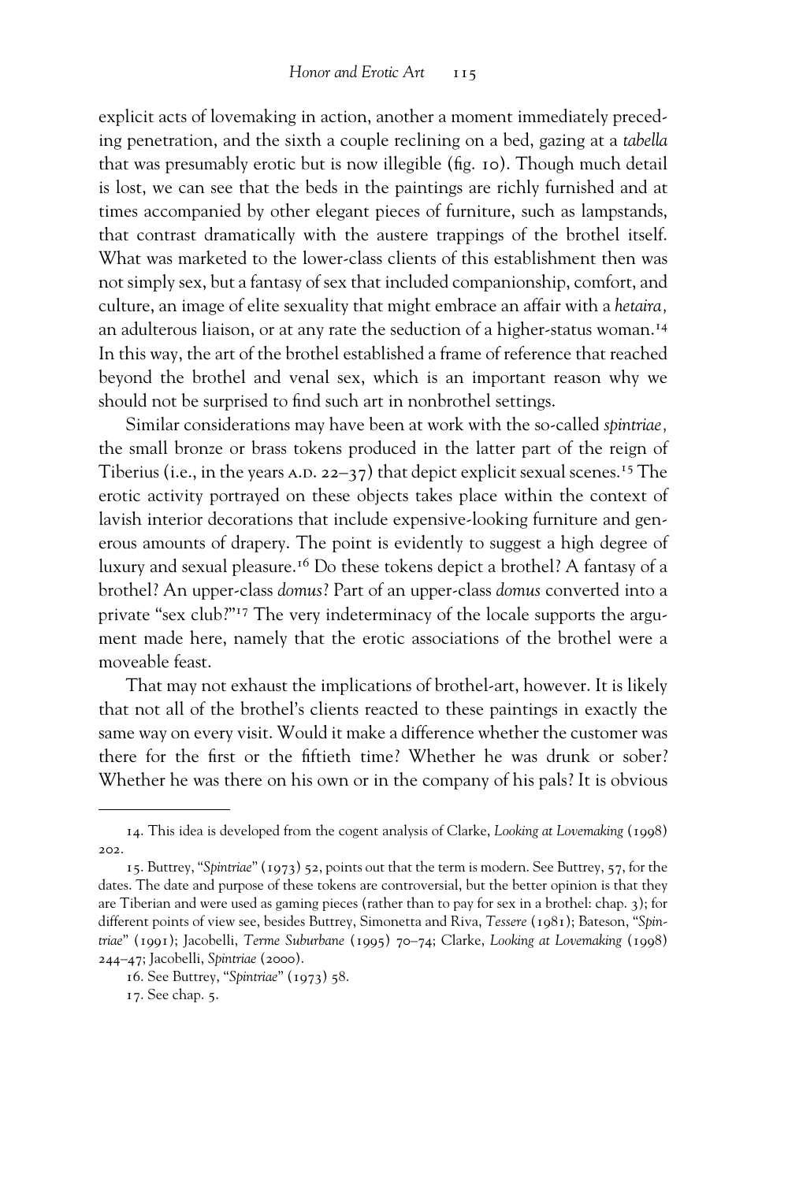explicit acts of lovemaking in action, another a moment immediately preceding penetration, and the sixth a couple reclining on a bed, gazing at a *tabella* that was presumably erotic but is now illegible (fig. 10). Though much detail is lost, we can see that the beds in the paintings are richly furnished and at times accompanied by other elegant pieces of furniture, such as lampstands, that contrast dramatically with the austere trappings of the brothel itself. What was marketed to the lower-class clients of this establishment then was not simply sex, but a fantasy of sex that included companionship, comfort, and culture, an image of elite sexuality that might embrace an affair with a *hetaira*, an adulterous liaison, or at any rate the seduction of a higher-status woman.[14] In this way, the art of the brothel established a frame of reference that reached beyond the brothel and venal sex, which is an important reason why we should not be surprised to find such art in nonbrothel settings.

Similar considerations may have been at work with the so-called *spintriae*, the small bronze or brass tokens produced in the latter part of the reign of Tiberius (i.e., in the years A.D. 22–37) that depict explicit sexual scenes.[15] The erotic activity portrayed on these objects takes place within the context of lavish interior decorations that include expensive-looking furniture and generous amounts of drapery. The point is evidently to suggest a high degree of luxury and sexual pleasure.[16] Do these tokens depict a brothel? A fantasy of a brothel? An upper-class *domus*? Part of an upper-class *domus* converted into a private "sex club?"[17] The very indeterminacy of the locale supports the argument made here, namely that the erotic associations of the brothel were a moveable feast.

That may not exhaust the implications of brothel-art, however. It is likely that not all of the brothel's clients reacted to these paintings in exactly the same way on every visit. Would it make a difference whether the customer was there for the first or the fiftieth time? Whether he was drunk or sober? Whether he was there on his own or in the company of his pals? It is obvious

---

14. This idea is developed from the cogent analysis of Clarke, *Looking at Lovemaking* (1998) 202.

15. Buttrey, "*Spintriae*" (1973) 52, points out that the term is modern. See Buttrey, 57, for the dates. The date and purpose of these tokens are controversial, but the better opinion is that they are Tiberian and were used as gaming pieces (rather than to pay for sex in a brothel: chap. 3); for different points of view see, besides Buttrey, Simonetta and Riva, *Tessere* (1981); Bateson, "*Spintriae*" (1991); Jacobelli, *Terme Suburbane* (1995) 70–74; Clarke, *Looking at Lovemaking* (1998) 244–47; Jacobelli, *Spintriae* (2000).

16. See Buttrey, "*Spintriae*" (1973) 58.

17. See chap. 5.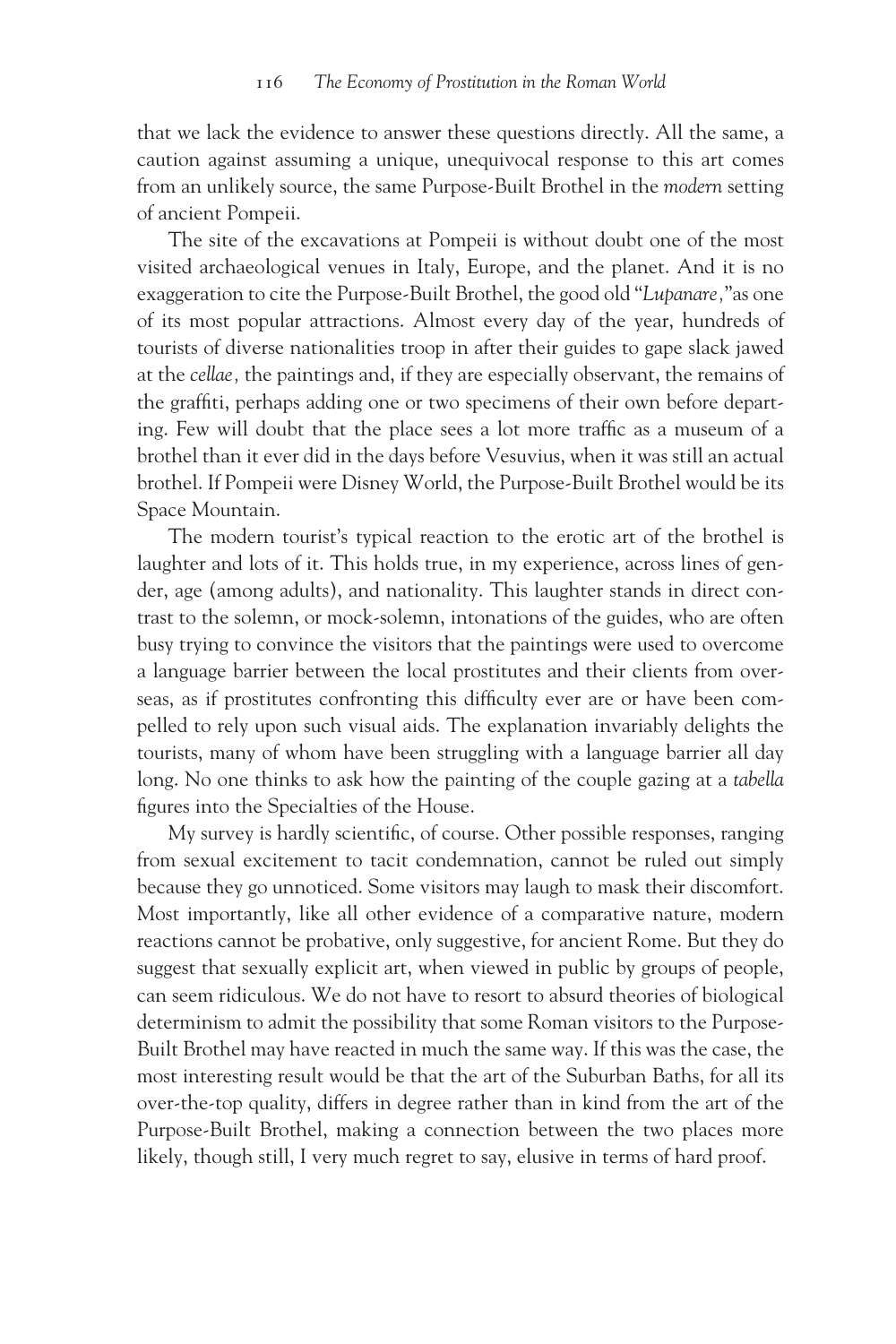that we lack the evidence to answer these questions directly. All the same, a caution against assuming a unique, unequivocal response to this art comes from an unlikely source, the same Purpose-Built Brothel in the *modern* setting of ancient Pompeii.

The site of the excavations at Pompeii is without doubt one of the most visited archaeological venues in Italy, Europe, and the planet. And it is no exaggeration to cite the Purpose-Built Brothel, the good old "*Lupanare,*" as one of its most popular attractions. Almost every day of the year, hundreds of tourists of diverse nationalities troop in after their guides to gape slack jawed at the *cellae,* the paintings and, if they are especially observant, the remains of the graffiti, perhaps adding one or two specimens of their own before departing. Few will doubt that the place sees a lot more traffic as a museum of a brothel than it ever did in the days before Vesuvius, when it was still an actual brothel. If Pompeii were Disney World, the Purpose-Built Brothel would be its Space Mountain.

The modern tourist's typical reaction to the erotic art of the brothel is laughter and lots of it. This holds true, in my experience, across lines of gender, age (among adults), and nationality. This laughter stands in direct contrast to the solemn, or mock-solemn, intonations of the guides, who are often busy trying to convince the visitors that the paintings were used to overcome a language barrier between the local prostitutes and their clients from overseas, as if prostitutes confronting this difficulty ever are or have been compelled to rely upon such visual aids. The explanation invariably delights the tourists, many of whom have been struggling with a language barrier all day long. No one thinks to ask how the painting of the couple gazing at a *tabella* figures into the Specialties of the House.

My survey is hardly scientific, of course. Other possible responses, ranging from sexual excitement to tacit condemnation, cannot be ruled out simply because they go unnoticed. Some visitors may laugh to mask their discomfort. Most importantly, like all other evidence of a comparative nature, modern reactions cannot be probative, only suggestive, for ancient Rome. But they do suggest that sexually explicit art, when viewed in public by groups of people, can seem ridiculous. We do not have to resort to absurd theories of biological determinism to admit the possibility that some Roman visitors to the Purpose-Built Brothel may have reacted in much the same way. If this was the case, the most interesting result would be that the art of the Suburban Baths, for all its over-the-top quality, differs in degree rather than in kind from the art of the Purpose-Built Brothel, making a connection between the two places more likely, though still, I very much regret to say, elusive in terms of hard proof.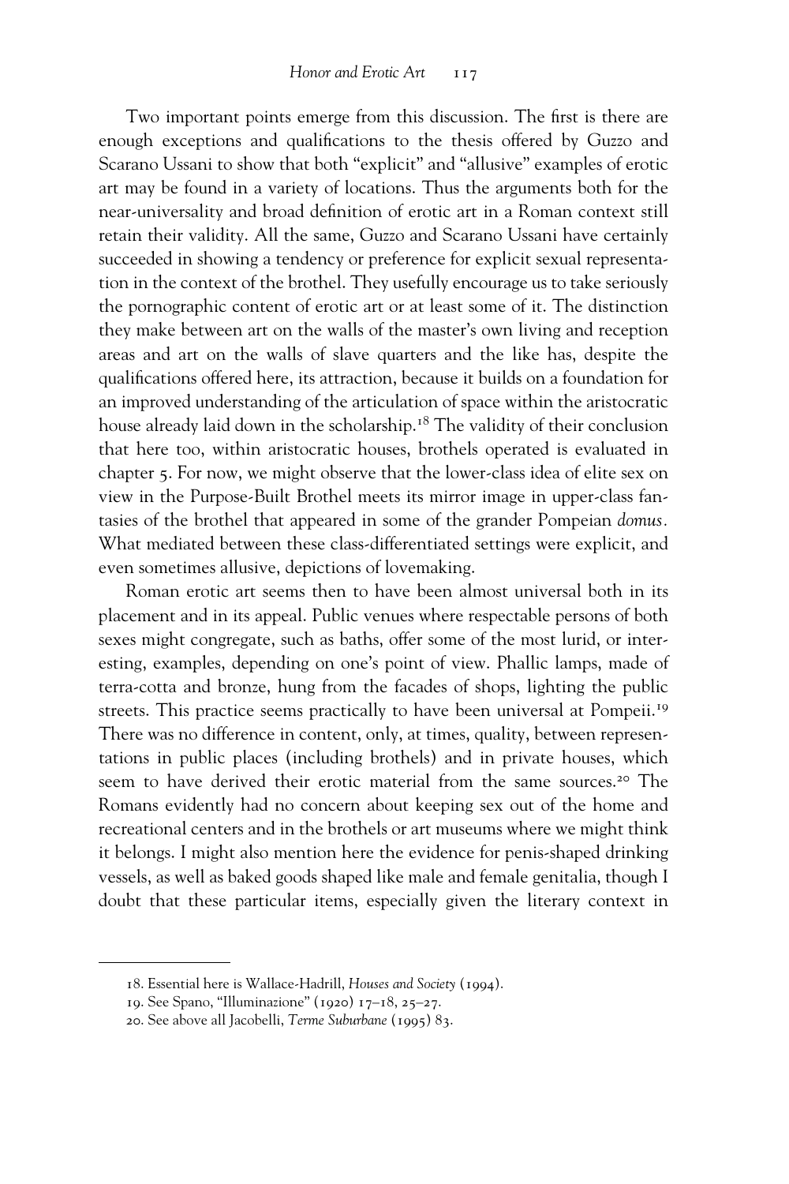Two important points emerge from this discussion. The first is there are enough exceptions and qualifications to the thesis offered by Guzzo and Scarano Ussani to show that both "explicit" and "allusive" examples of erotic art may be found in a variety of locations. Thus the arguments both for the near-universality and broad definition of erotic art in a Roman context still retain their validity. All the same, Guzzo and Scarano Ussani have certainly succeeded in showing a tendency or preference for explicit sexual representation in the context of the brothel. They usefully encourage us to take seriously the pornographic content of erotic art or at least some of it. The distinction they make between art on the walls of the master's own living and reception areas and art on the walls of slave quarters and the like has, despite the qualifications offered here, its attraction, because it builds on a foundation for an improved understanding of the articulation of space within the aristocratic house already laid down in the scholarship.[18] The validity of their conclusion that here too, within aristocratic houses, brothels operated is evaluated in chapter 5. For now, we might observe that the lower-class idea of elite sex on view in the Purpose-Built Brothel meets its mirror image in upper-class fantasies of the brothel that appeared in some of the grander Pompeian *domus*. What mediated between these class-differentiated settings were explicit, and even sometimes allusive, depictions of lovemaking.

Roman erotic art seems then to have been almost universal both in its placement and in its appeal. Public venues where respectable persons of both sexes might congregate, such as baths, offer some of the most lurid, or interesting, examples, depending on one's point of view. Phallic lamps, made of terra-cotta and bronze, hung from the facades of shops, lighting the public streets. This practice seems practically to have been universal at Pompeii.[19] There was no difference in content, only, at times, quality, between representations in public places (including brothels) and in private houses, which seem to have derived their erotic material from the same sources.[20] The Romans evidently had no concern about keeping sex out of the home and recreational centers and in the brothels or art museums where we might think it belongs. I might also mention here the evidence for penis-shaped drinking vessels, as well as baked goods shaped like male and female genitalia, though I doubt that these particular items, especially given the literary context in

---

18. Essential here is Wallace-Hadrill, *Houses and Society* (1994).

19. See Spano, "Illuminazione" (1920) 17–18, 25–27.

20. See above all Jacobelli, *Terme Suburbane* (1995) 83.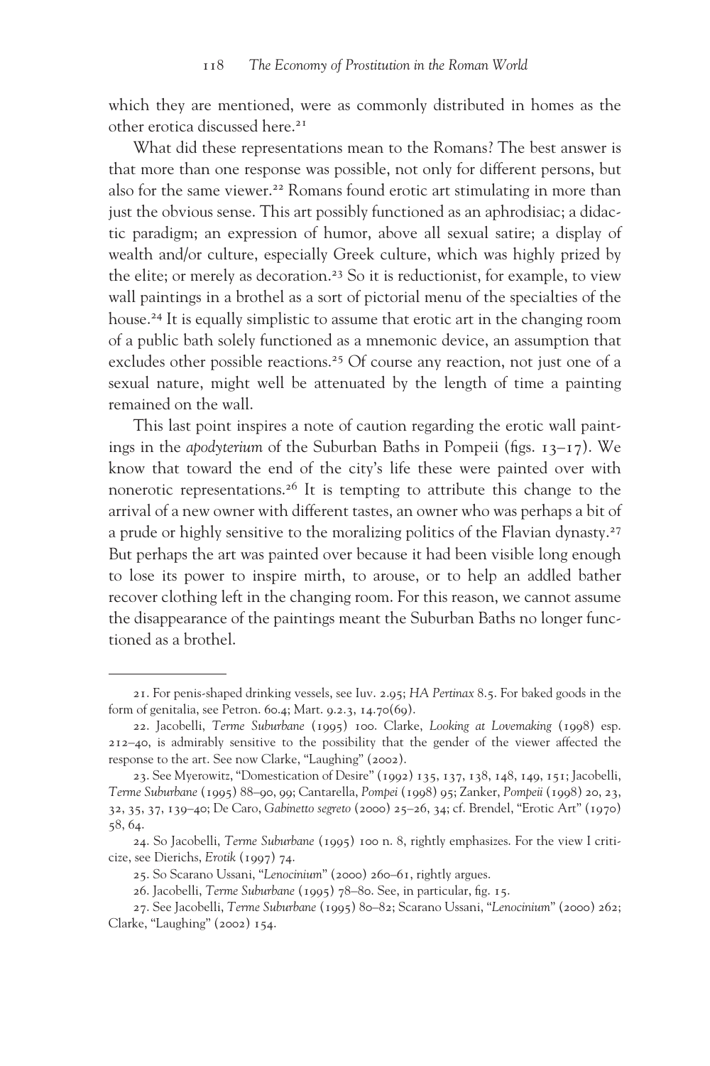which they are mentioned, were as commonly distributed in homes as the other erotica discussed here.[21]

What did these representations mean to the Romans? The best answer is that more than one response was possible, not only for different persons, but also for the same viewer.[22] Romans found erotic art stimulating in more than just the obvious sense. This art possibly functioned as an aphrodisiac; a didactic paradigm; an expression of humor, above all sexual satire; a display of wealth and/or culture, especially Greek culture, which was highly prized by the elite; or merely as decoration.[23] So it is reductionist, for example, to view wall paintings in a brothel as a sort of pictorial menu of the specialties of the house.[24] It is equally simplistic to assume that erotic art in the changing room of a public bath solely functioned as a mnemonic device, an assumption that excludes other possible reactions.[25] Of course any reaction, not just one of a sexual nature, might well be attenuated by the length of time a painting remained on the wall.

This last point inspires a note of caution regarding the erotic wall paintings in the *apodyterium* of the Suburban Baths in Pompeii (figs. 13–17). We know that toward the end of the city's life these were painted over with nonerotic representations.[26] It is tempting to attribute this change to the arrival of a new owner with different tastes, an owner who was perhaps a bit of a prude or highly sensitive to the moralizing politics of the Flavian dynasty.[27] But perhaps the art was painted over because it had been visible long enough to lose its power to inspire mirth, to arouse, or to help an addled bather recover clothing left in the changing room. For this reason, we cannot assume the disappearance of the paintings meant the Suburban Baths no longer functioned as a brothel.

---

21. For penis-shaped drinking vessels, see Iuv. 2.95; *HA Pertinax* 8.5. For baked goods in the form of genitalia, see Petron. 60.4; Mart. 9.2.3, 14.70(69).

22. Jacobelli, *Terme Suburbane* (1995) 100. Clarke, *Looking at Lovemaking* (1998) esp. 212–40, is admirably sensitive to the possibility that the gender of the viewer affected the response to the art. See now Clarke, "Laughing" (2002).

23. See Myerowitz, "Domestication of Desire" (1992) 135, 137, 138, 148, 149, 151; Jacobelli, *Terme Suburbane* (1995) 88–90, 99; Cantarella, *Pompei* (1998) 95; Zanker, *Pompeii* (1998) 20, 23, 32, 35, 37, 139–40; De Caro, *Gabinetto segreto* (2000) 25–26, 34; cf. Brendel, "Erotic Art" (1970) 58, 64.

24. So Jacobelli, *Terme Suburbane* (1995) 100 n. 8, rightly emphasizes. For the view I criticize, see Dierichs, *Erotik* (1997) 74.

25. So Scarano Ussani, "*Lenocinium*" (2000) 260–61, rightly argues.

26. Jacobelli, *Terme Suburbane* (1995) 78–80. See, in particular, fig. 15.

27. See Jacobelli, *Terme Suburbane* (1995) 80–82; Scarano Ussani, "*Lenocinium*" (2000) 262; Clarke, "Laughing" (2002) 154.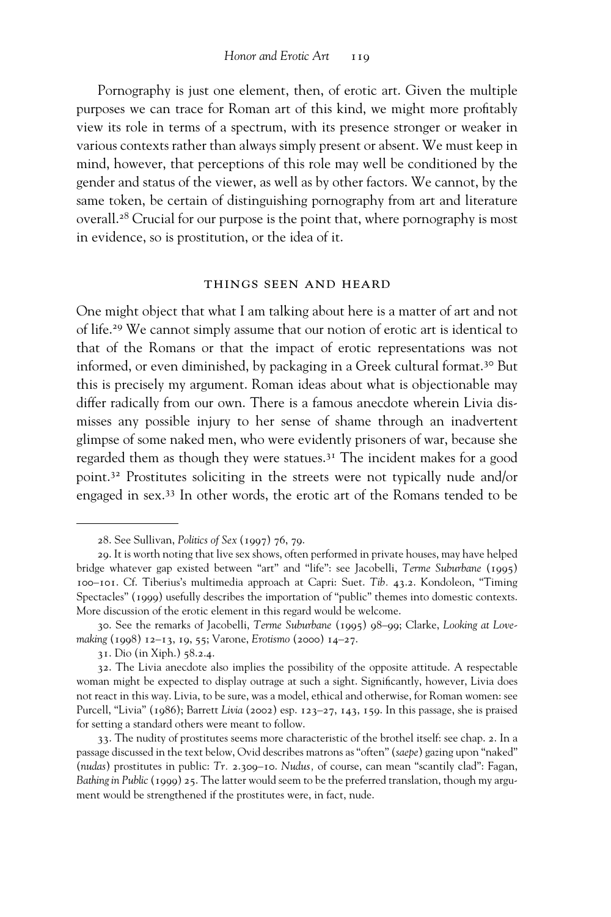Pornography is just one element, then, of erotic art. Given the multiple purposes we can trace for Roman art of this kind, we might more profitably view its role in terms of a spectrum, with its presence stronger or weaker in various contexts rather than always simply present or absent. We must keep in mind, however, that perceptions of this role may well be conditioned by the gender and status of the viewer, as well as by other factors. We cannot, by the same token, be certain of distinguishing pornography from art and literature overall.[28] Crucial for our purpose is the point that, where pornography is most in evidence, so is prostitution, or the idea of it.

## THINGS SEEN AND HEARD

One might object that what I am talking about here is a matter of art and not of life.[29] We cannot simply assume that our notion of erotic art is identical to that of the Romans or that the impact of erotic representations was not informed, or even diminished, by packaging in a Greek cultural format.[30] But this is precisely my argument. Roman ideas about what is objectionable may differ radically from our own. There is a famous anecdote wherein Livia dismisses any possible injury to her sense of shame through an inadvertent glimpse of some naked men, who were evidently prisoners of war, because she regarded them as though they were statues.[31] The incident makes for a good point.[32] Prostitutes soliciting in the streets were not typically nude and/or engaged in sex.[33] In other words, the erotic art of the Romans tended to be

---

28. See Sullivan, *Politics of Sex* (1997) 76, 79.

29. It is worth noting that live sex shows, often performed in private houses, may have helped bridge whatever gap existed between "art" and "life": see Jacobelli, *Terme Suburbane* (1995) 100–101. Cf. Tiberius's multimedia approach at Capri: Suet. *Tib.* 43.2. Kondoleon, "Timing Spectacles" (1999) usefully describes the importation of "public" themes into domestic contexts. More discussion of the erotic element in this regard would be welcome.

30. See the remarks of Jacobelli, *Terme Suburbane* (1995) 98–99; Clarke, *Looking at Lovemaking* (1998) 12–13, 19, 55; Varone, *Erotismo* (2000) 14–27.

31. Dio (in Xiph.) 58.2.4.

32. The Livia anecdote also implies the possibility of the opposite attitude. A respectable woman might be expected to display outrage at such a sight. Significantly, however, Livia does not react in this way. Livia, to be sure, was a model, ethical and otherwise, for Roman women: see Purcell, "Livia" (1986); Barrett *Livia* (2002) esp. 123–27, 143, 159. In this passage, she is praised for setting a standard others were meant to follow.

33. The nudity of prostitutes seems more characteristic of the brothel itself: see chap. 2. In a passage discussed in the text below, Ovid describes matrons as "often" (*saepe*) gazing upon "naked" (*nudas*) prostitutes in public: *Tr.* 2.309–10. *Nudus,* of course, can mean "scantily clad": Fagan, *Bathing in Public* (1999) 25. The latter would seem to be the preferred translation, though my argument would be strengthened if the prostitutes were, in fact, nude.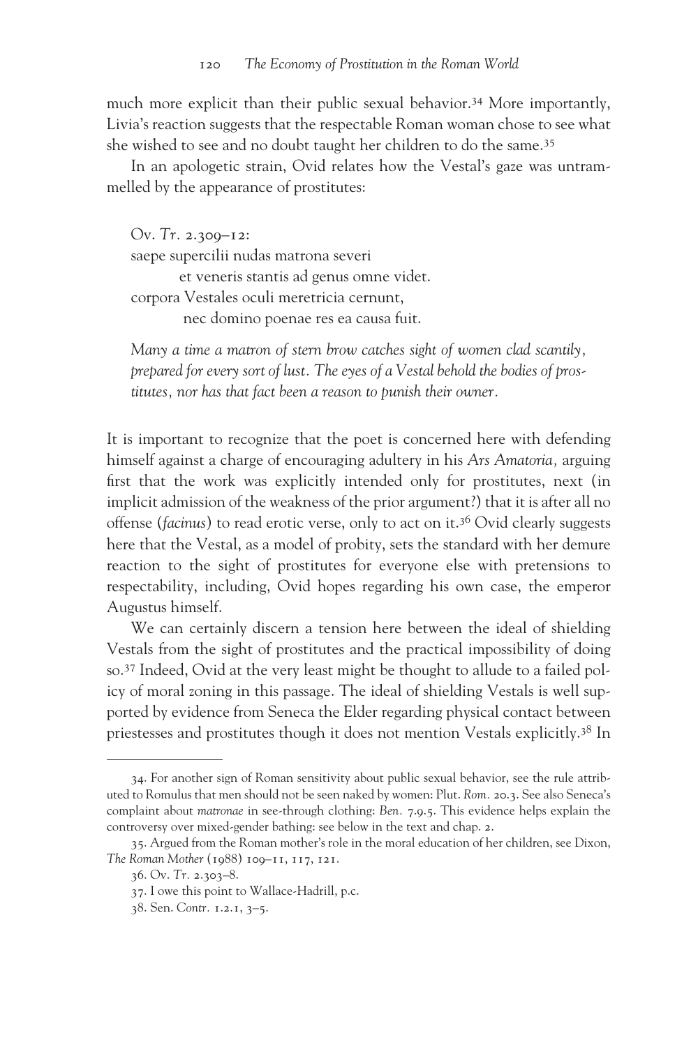much more explicit than their public sexual behavior.[34] More importantly, Livia's reaction suggests that the respectable Roman woman chose to see what she wished to see and no doubt taught her children to do the same.[35]

In an apologetic strain, Ovid relates how the Vestal's gaze was untrammelled by the appearance of prostitutes:

> Ov. *Tr.* 2.309–12:
> saepe supercilii nudas matrona severi
> et veneris stantis ad genus omne videt.
> corpora Vestales oculi meretricia cernunt,
> nec domino poenae res ea causa fuit.
>
> *Many a time a matron of stern brow catches sight of women clad scantily, prepared for every sort of lust. The eyes of a Vestal behold the bodies of prostitutes, nor has that fact been a reason to punish their owner.*

It is important to recognize that the poet is concerned here with defending himself against a charge of encouraging adultery in his *Ars Amatoria,* arguing first that the work was explicitly intended only for prostitutes, next (in implicit admission of the weakness of the prior argument?) that it is after all no offense (*facinus*) to read erotic verse, only to act on it.[36] Ovid clearly suggests here that the Vestal, as a model of probity, sets the standard with her demure reaction to the sight of prostitutes for everyone else with pretensions to respectability, including, Ovid hopes regarding his own case, the emperor Augustus himself.

We can certainly discern a tension here between the ideal of shielding Vestals from the sight of prostitutes and the practical impossibility of doing so.[37] Indeed, Ovid at the very least might be thought to allude to a failed policy of moral zoning in this passage. The ideal of shielding Vestals is well supported by evidence from Seneca the Elder regarding physical contact between priestesses and prostitutes though it does not mention Vestals explicitly.[38] In

---

34. For another sign of Roman sensitivity about public sexual behavior, see the rule attributed to Romulus that men should not be seen naked by women: Plut. *Rom.* 20.3. See also Seneca's complaint about *matronae* in see-through clothing: *Ben.* 7.9.5. This evidence helps explain the controversy over mixed-gender bathing: see below in the text and chap. 2.

35. Argued from the Roman mother's role in the moral education of her children, see Dixon, *The Roman Mother* (1988) 109–11, 117, 121.

36. Ov. *Tr.* 2.303–8.

37. I owe this point to Wallace-Hadrill, p.c.

38. Sen. *Contr.* 1.2.1, 3–5.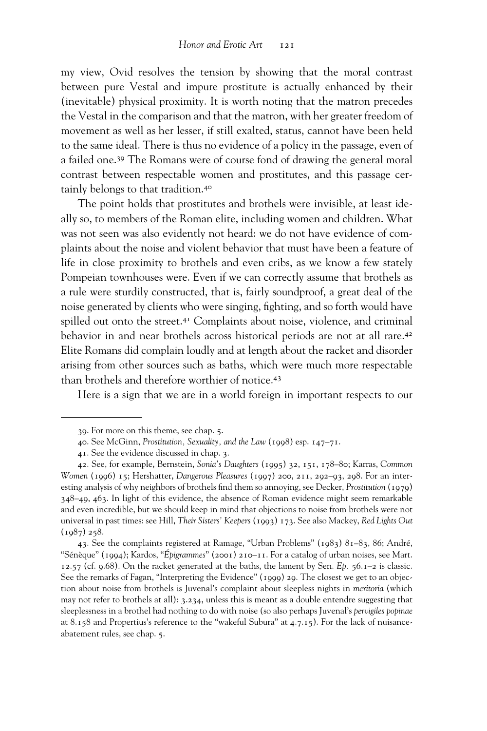my view, Ovid resolves the tension by showing that the moral contrast between pure Vestal and impure prostitute is actually enhanced by their (inevitable) physical proximity. It is worth noting that the matron precedes the Vestal in the comparison and that the matron, with her greater freedom of movement as well as her lesser, if still exalted, status, cannot have been held to the same ideal. There is thus no evidence of a policy in the passage, even of a failed one.[39] The Romans were of course fond of drawing the general moral contrast between respectable women and prostitutes, and this passage certainly belongs to that tradition.[40]

The point holds that prostitutes and brothels were invisible, at least ideally so, to members of the Roman elite, including women and children. What was not seen was also evidently not heard: we do not have evidence of complaints about the noise and violent behavior that must have been a feature of life in close proximity to brothels and even cribs, as we know a few stately Pompeian townhouses were. Even if we can correctly assume that brothels as a rule were sturdily constructed, that is, fairly soundproof, a great deal of the noise generated by clients who were singing, fighting, and so forth would have spilled out onto the street.[41] Complaints about noise, violence, and criminal behavior in and near brothels across historical periods are not at all rare.[42] Elite Romans did complain loudly and at length about the racket and disorder arising from other sources such as baths, which were much more respectable than brothels and therefore worthier of notice.[43]

Here is a sign that we are in a world foreign in important respects to our

---

39. For more on this theme, see chap. 5.

40. See McGinn, *Prostitution, Sexuality, and the Law* (1998) esp. 147–71.

41. See the evidence discussed in chap. 3.

42. See, for example, Bernstein, *Sonia's Daughters* (1995) 32, 151, 178–80; Karras, *Common Women* (1996) 15; Hershatter, *Dangerous Pleasures* (1997) 200, 211, 292–93, 298. For an interesting analysis of why neighbors of brothels find them so annoying, see Decker, *Prostitution* (1979) 348–49, 463. In light of this evidence, the absence of Roman evidence might seem remarkable and even incredible, but we should keep in mind that objections to noise from brothels were not universal in past times: see Hill, *Their Sisters' Keepers* (1993) 173. See also Mackey, *Red Lights Out* (1987) 258.

43. See the complaints registered at Ramage, "Urban Problems" (1983) 81–83, 86; André, "Sénèque" (1994); Kardos, "*Épigrammes*" (2001) 210–11. For a catalog of urban noises, see Mart. 12.57 (cf. 9.68). On the racket generated at the baths, the lament by Sen. *Ep.* 56.1–2 is classic. See the remarks of Fagan, "Interpreting the Evidence" (1999) 29. The closest we get to an objection about noise from brothels is Juvenal's complaint about sleepless nights in *meritoria* (which may not refer to brothels at all): 3.234, unless this is meant as a double entendre suggesting that sleeplessness in a brothel had nothing to do with noise (so also perhaps Juvenal's *pervigiles popinae* at 8.158 and Propertius's reference to the "wakeful Subura" at 4.7.15). For the lack of nuisance-abatement rules, see chap. 5.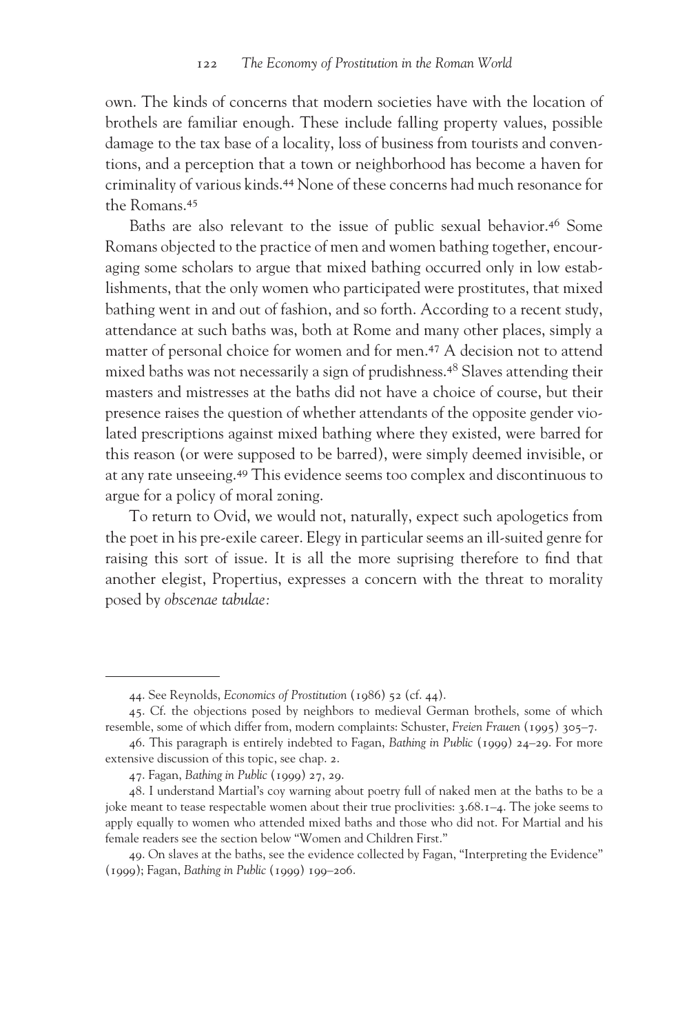own. The kinds of concerns that modern societies have with the location of brothels are familiar enough. These include falling property values, possible damage to the tax base of a locality, loss of business from tourists and conventions, and a perception that a town or neighborhood has become a haven for criminality of various kinds.[44] None of these concerns had much resonance for the Romans.[45]

Baths are also relevant to the issue of public sexual behavior.[46] Some Romans objected to the practice of men and women bathing together, encouraging some scholars to argue that mixed bathing occurred only in low establishments, that the only women who participated were prostitutes, that mixed bathing went in and out of fashion, and so forth. According to a recent study, attendance at such baths was, both at Rome and many other places, simply a matter of personal choice for women and for men.[47] A decision not to attend mixed baths was not necessarily a sign of prudishness.[48] Slaves attending their masters and mistresses at the baths did not have a choice of course, but their presence raises the question of whether attendants of the opposite gender violated prescriptions against mixed bathing where they existed, were barred for this reason (or were supposed to be barred), were simply deemed invisible, or at any rate unseeing.[49] This evidence seems too complex and discontinuous to argue for a policy of moral zoning.

To return to Ovid, we would not, naturally, expect such apologetics from the poet in his pre-exile career. Elegy in particular seems an ill-suited genre for raising this sort of issue. It is all the more suprising therefore to find that another elegist, Propertius, expresses a concern with the threat to morality posed by *obscenae tabulae:*

---

44. See Reynolds, *Economics of Prostitution* (1986) 52 (cf. 44).

45. Cf. the objections posed by neighbors to medieval German brothels, some of which resemble, some of which differ from, modern complaints: Schuster, *Freien Frauen* (1995) 305–7.

46. This paragraph is entirely indebted to Fagan, *Bathing in Public* (1999) 24–29. For more extensive discussion of this topic, see chap. 2.

47. Fagan, *Bathing in Public* (1999) 27, 29.

48. I understand Martial's coy warning about poetry full of naked men at the baths to be a joke meant to tease respectable women about their true proclivities: 3.68.1–4. The joke seems to apply equally to women who attended mixed baths and those who did not. For Martial and his female readers see the section below "Women and Children First."

49. On slaves at the baths, see the evidence collected by Fagan, "Interpreting the Evidence" (1999); Fagan, *Bathing in Public* (1999) 199–206.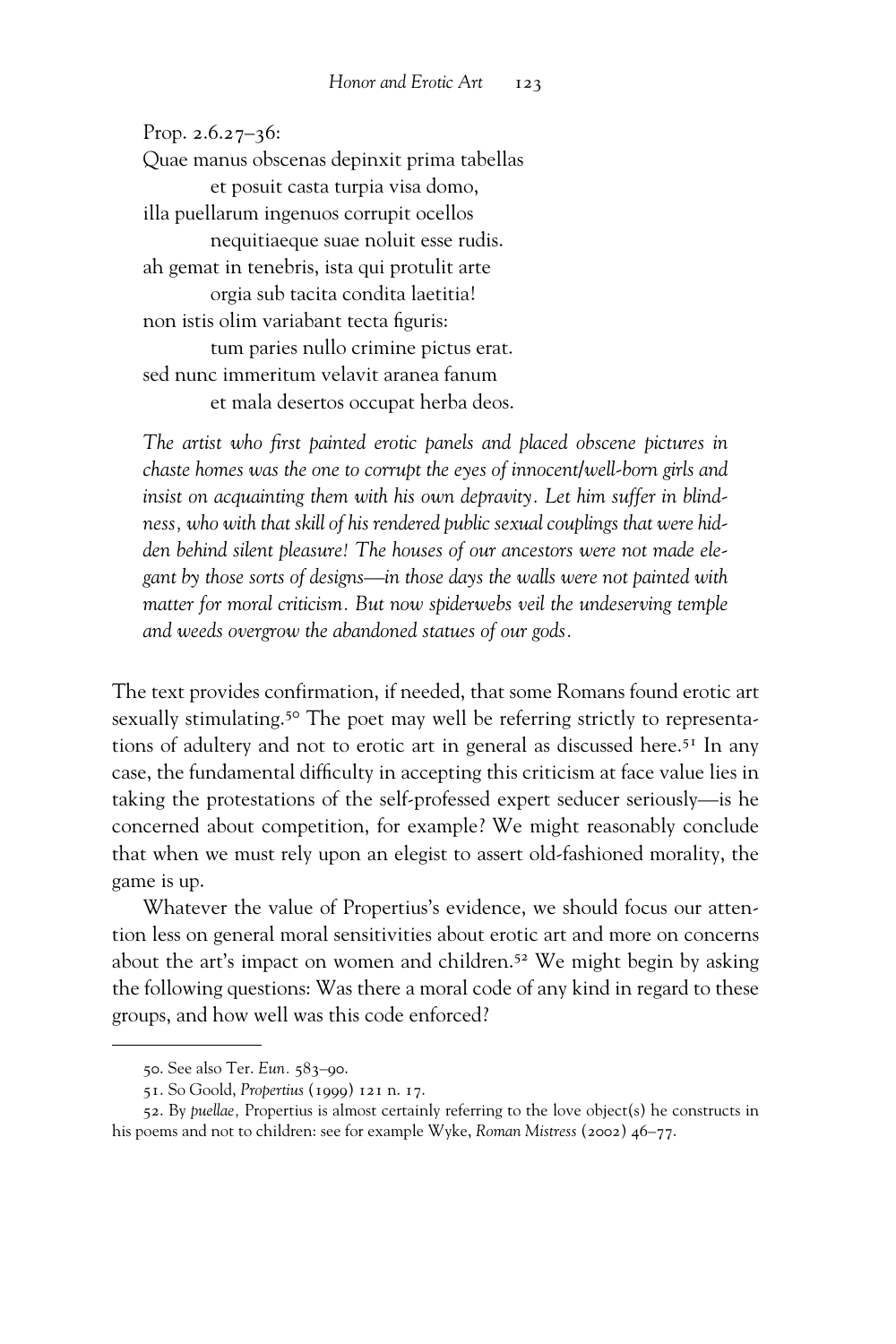Prop. 2.6.27–36:

Quae manus obscenas depinxit prima tabellas
  et posuit casta turpia visa domo,
illa puellarum ingenuos corrupit ocellos
  nequitiaeque suae noluit esse rudis.
ah gemat in tenebris, ista qui protulit arte
  orgia sub tacita condita laetitia!
non istis olim variabant tecta figuris:
  tum paries nullo crimine pictus erat.
sed nunc immeritum velavit aranea fanum
  et mala desertos occupat herba deos.

*The artist who first painted erotic panels and placed obscene pictures in chaste homes was the one to corrupt the eyes of innocent/well-born girls and insist on acquainting them with his own depravity. Let him suffer in blindness, who with that skill of his rendered public sexual couplings that were hidden behind silent pleasure! The houses of our ancestors were not made elegant by those sorts of designs—in those days the walls were not painted with matter for moral criticism. But now spiderwebs veil the undeserving temple and weeds overgrow the abandoned statues of our gods.*

The text provides confirmation, if needed, that some Romans found erotic art sexually stimulating.[50] The poet may well be referring strictly to representations of adultery and not to erotic art in general as discussed here.[51] In any case, the fundamental difficulty in accepting this criticism at face value lies in taking the protestations of the self-professed expert seducer seriously—is he concerned about competition, for example? We might reasonably conclude that when we must rely upon an elegist to assert old-fashioned morality, the game is up.

Whatever the value of Propertius's evidence, we should focus our attention less on general moral sensitivities about erotic art and more on concerns about the art's impact on women and children.[52] We might begin by asking the following questions: Was there a moral code of any kind in regard to these groups, and how well was this code enforced?

---

50. See also Ter. *Eun.* 583–90.

51. So Goold, *Propertius* (1999) 121 n. 17.

52. By *puellae,* Propertius is almost certainly referring to the love object(s) he constructs in his poems and not to children: see for example Wyke, *Roman Mistress* (2002) 46–77.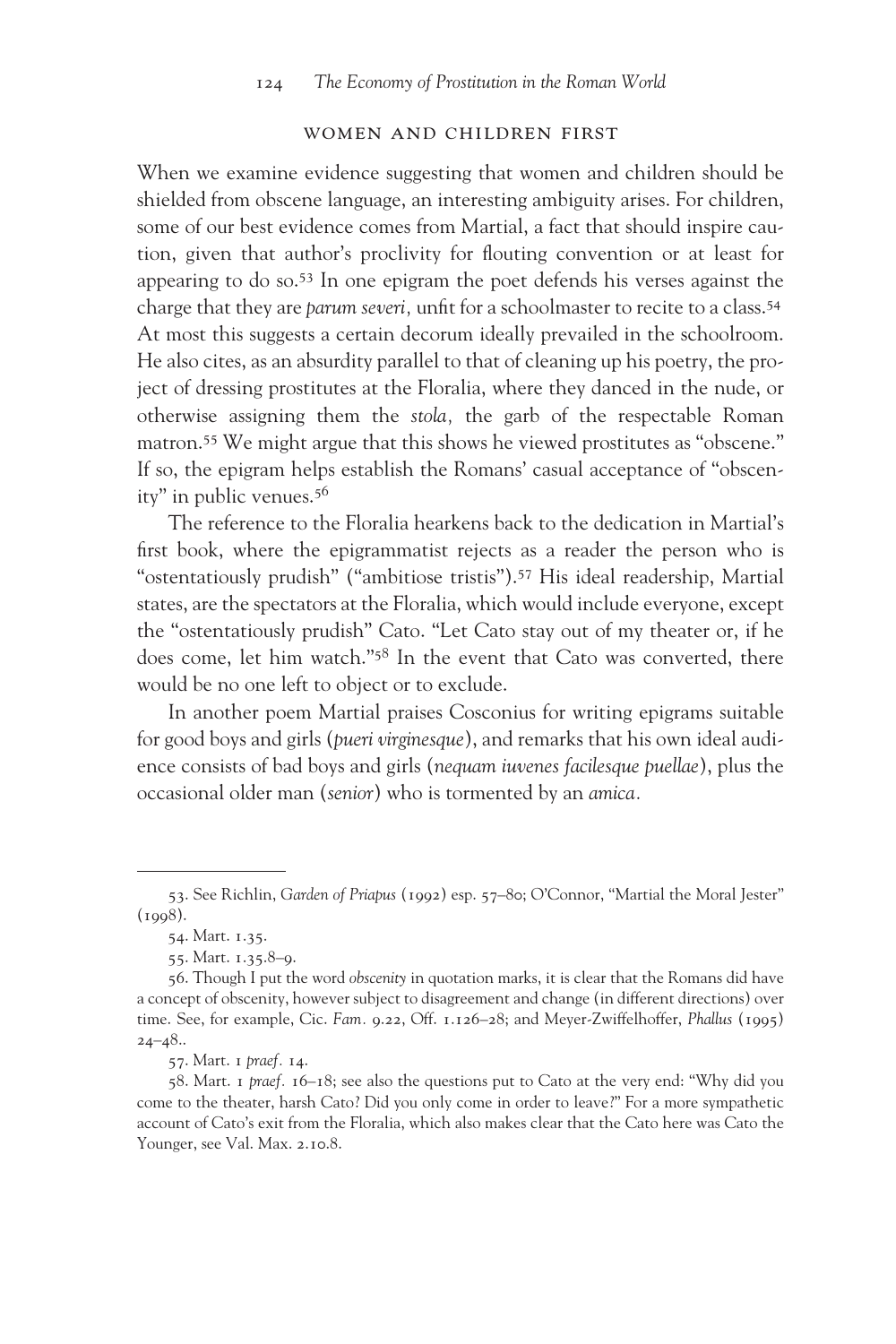## WOMEN AND CHILDREN FIRST

When we examine evidence suggesting that women and children should be shielded from obscene language, an interesting ambiguity arises. For children, some of our best evidence comes from Martial, a fact that should inspire caution, given that author's proclivity for flouting convention or at least for appearing to do so.[53] In one epigram the poet defends his verses against the charge that they are *parum severi,* unfit for a schoolmaster to recite to a class.[54] At most this suggests a certain decorum ideally prevailed in the schoolroom. He also cites, as an absurdity parallel to that of cleaning up his poetry, the project of dressing prostitutes at the Floralia, where they danced in the nude, or otherwise assigning them the *stola,* the garb of the respectable Roman matron.[55] We might argue that this shows he viewed prostitutes as "obscene." If so, the epigram helps establish the Romans' casual acceptance of "obscenity" in public venues.[56]

The reference to the Floralia hearkens back to the dedication in Martial's first book, where the epigrammatist rejects as a reader the person who is "ostentatiously prudish" ("ambitiose tristis").[57] His ideal readership, Martial states, are the spectators at the Floralia, which would include everyone, except the "ostentatiously prudish" Cato. "Let Cato stay out of my theater or, if he does come, let him watch."[58] In the event that Cato was converted, there would be no one left to object or to exclude.

In another poem Martial praises Cosconius for writing epigrams suitable for good boys and girls (*pueri virginesque*), and remarks that his own ideal audience consists of bad boys and girls (*nequam iuvenes facilesque puellae*), plus the occasional older man (*senior*) who is tormented by an *amica.*

---

53. See Richlin, *Garden of Priapus* (1992) esp. 57–80; O'Connor, "Martial the Moral Jester" (1998).

54. Mart. 1.35.

55. Mart. 1.35.8–9.

56. Though I put the word *obscenity* in quotation marks, it is clear that the Romans did have a concept of obscenity, however subject to disagreement and change (in different directions) over time. See, for example, Cic. *Fam.* 9.22, Off. 1.126–28; and Meyer-Zwiffelhoffer, *Phallus* (1995) 24–48..

57. Mart. 1 *praef.* 14.

58. Mart. 1 *praef.* 16–18; see also the questions put to Cato at the very end: "Why did you come to the theater, harsh Cato? Did you only come in order to leave?" For a more sympathetic account of Cato's exit from the Floralia, which also makes clear that the Cato here was Cato the Younger, see Val. Max. 2.10.8.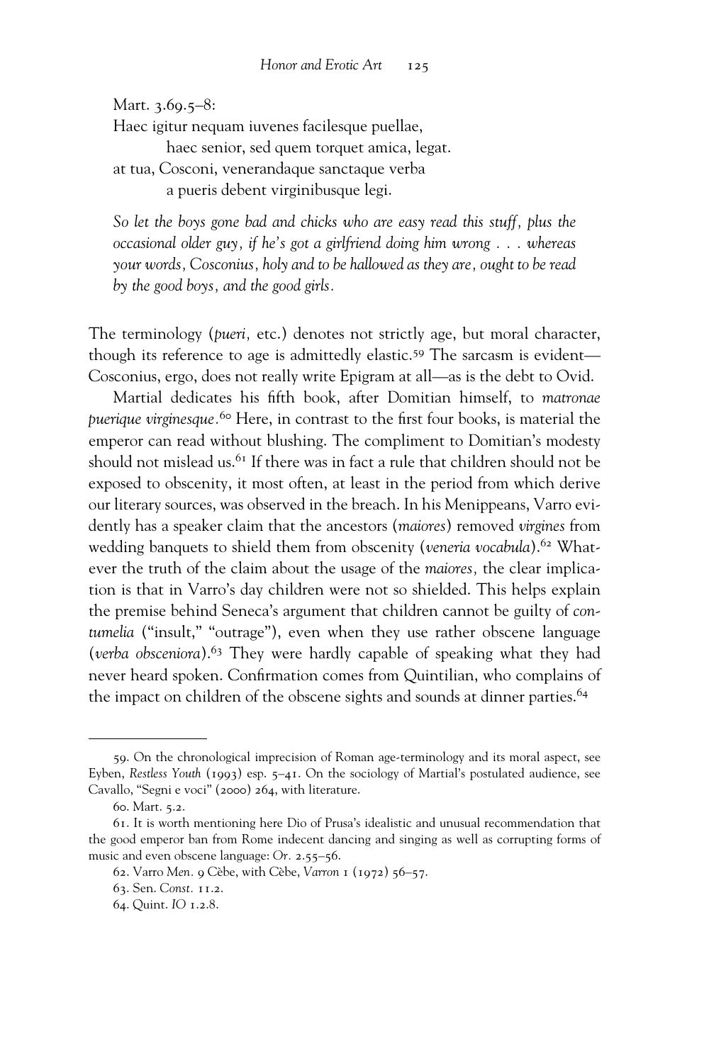Mart. 3.69.5–8:
Haec igitur nequam iuvenes facilesque puellae,
 haec senior, sed quem torquet amica, legat.
at tua, Cosconi, venerandaque sanctaque verba
 a pueris debent virginibusque legi.

*So let the boys gone bad and chicks who are easy read this stuff, plus the occasional older guy, if he's got a girlfriend doing him wrong . . . whereas your words, Cosconius, holy and to be hallowed as they are, ought to be read by the good boys, and the good girls.*

The terminology (*pueri,* etc.) denotes not strictly age, but moral character, though its reference to age is admittedly elastic.[59] The sarcasm is evident—Cosconius, ergo, does not really write Epigram at all—as is the debt to Ovid.

Martial dedicates his fifth book, after Domitian himself, to *matronae puerique virginesque*.[60] Here, in contrast to the first four books, is material the emperor can read without blushing. The compliment to Domitian's modesty should not mislead us.[61] If there was in fact a rule that children should not be exposed to obscenity, it most often, at least in the period from which derive our literary sources, was observed in the breach. In his Menippeans, Varro evidently has a speaker claim that the ancestors (*maiores*) removed *virgines* from wedding banquets to shield them from obscenity (*veneria vocabula*).[62] Whatever the truth of the claim about the usage of the *maiores,* the clear implication is that in Varro's day children were not so shielded. This helps explain the premise behind Seneca's argument that children cannot be guilty of *contumelia* ("insult," "outrage"), even when they use rather obscene language (*verba obsceniora*).[63] They were hardly capable of speaking what they had never heard spoken. Confirmation comes from Quintilian, who complains of the impact on children of the obscene sights and sounds at dinner parties.[64]

---

59. On the chronological imprecision of Roman age-terminology and its moral aspect, see Eyben, *Restless Youth* (1993) esp. 5–41. On the sociology of Martial's postulated audience, see Cavallo, "Segni e voci" (2000) 264, with literature.

60. Mart. 5.2.

61. It is worth mentioning here Dio of Prusa's idealistic and unusual recommendation that the good emperor ban from Rome indecent dancing and singing as well as corrupting forms of music and even obscene language: *Or.* 2.55–56.

62. Varro *Men.* 9 Cèbe, with Cèbe, *Varron* 1 (1972) 56–57.

63. Sen. *Const.* 11.2.

64. Quint. *IO* 1.2.8.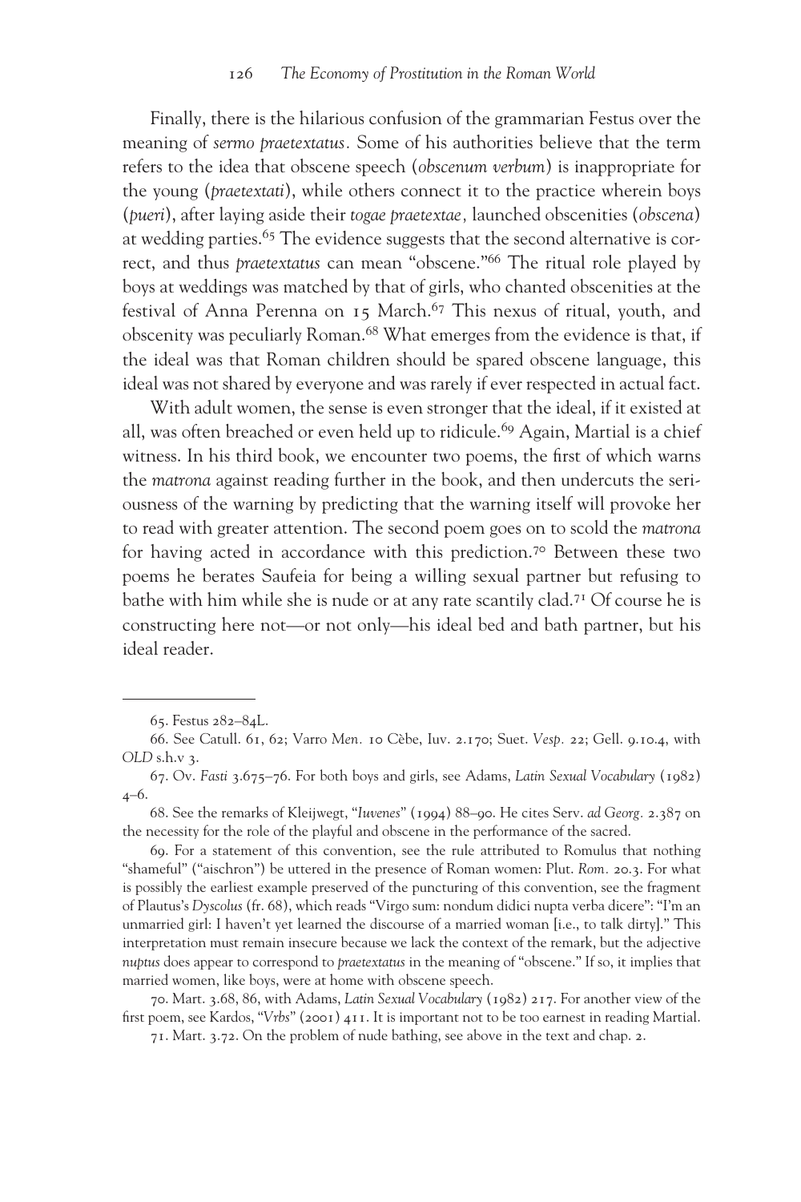Finally, there is the hilarious confusion of the grammarian Festus over the meaning of *sermo praetextatus*. Some of his authorities believe that the term refers to the idea that obscene speech (*obscenum verbum*) is inappropriate for the young (*praetextati*), while others connect it to the practice wherein boys (*pueri*), after laying aside their *togae praetextae*, launched obscenities (*obscena*) at wedding parties.[65] The evidence suggests that the second alternative is correct, and thus *praetextatus* can mean "obscene."[66] The ritual role played by boys at weddings was matched by that of girls, who chanted obscenities at the festival of Anna Perenna on 15 March.[67] This nexus of ritual, youth, and obscenity was peculiarly Roman.[68] What emerges from the evidence is that, if the ideal was that Roman children should be spared obscene language, this ideal was not shared by everyone and was rarely if ever respected in actual fact.

With adult women, the sense is even stronger that the ideal, if it existed at all, was often breached or even held up to ridicule.[69] Again, Martial is a chief witness. In his third book, we encounter two poems, the first of which warns the *matrona* against reading further in the book, and then undercuts the seriousness of the warning by predicting that the warning itself will provoke her to read with greater attention. The second poem goes on to scold the *matrona* for having acted in accordance with this prediction.[70] Between these two poems he berates Saufeia for being a willing sexual partner but refusing to bathe with him while she is nude or at any rate scantily clad.[71] Of course he is constructing here not—or not only—his ideal bed and bath partner, but his ideal reader.

---

65. Festus 282–84L.

66. See Catull. 61, 62; Varro *Men.* 10 Cèbe, Iuv. 2.170; Suet. *Vesp.* 22; Gell. 9.10.4, with *OLD* s.h.v 3.

67. Ov. *Fasti* 3.675–76. For both boys and girls, see Adams, *Latin Sexual Vocabulary* (1982) 4–6.

68. See the remarks of Kleijwegt, "*Iuvenes*" (1994) 88–90. He cites Serv. *ad Georg.* 2.387 on the necessity for the role of the playful and obscene in the performance of the sacred.

69. For a statement of this convention, see the rule attributed to Romulus that nothing "shameful" ("aischron") be uttered in the presence of Roman women: Plut. *Rom.* 20.3. For what is possibly the earliest example preserved of the puncturing of this convention, see the fragment of Plautus's *Dyscolus* (fr. 68), which reads "Virgo sum: nondum didici nupta verba dicere": "I'm an unmarried girl: I haven't yet learned the discourse of a married woman [i.e., to talk dirty]." This interpretation must remain insecure because we lack the context of the remark, but the adjective *nuptus* does appear to correspond to *praetextatus* in the meaning of "obscene." If so, it implies that married women, like boys, were at home with obscene speech.

70. Mart. 3.68, 86, with Adams, *Latin Sexual Vocabulary* (1982) 217. For another view of the first poem, see Kardos, "*Vrbs*" (2001) 411. It is important not to be too earnest in reading Martial.

71. Mart. 3.72. On the problem of nude bathing, see above in the text and chap. 2.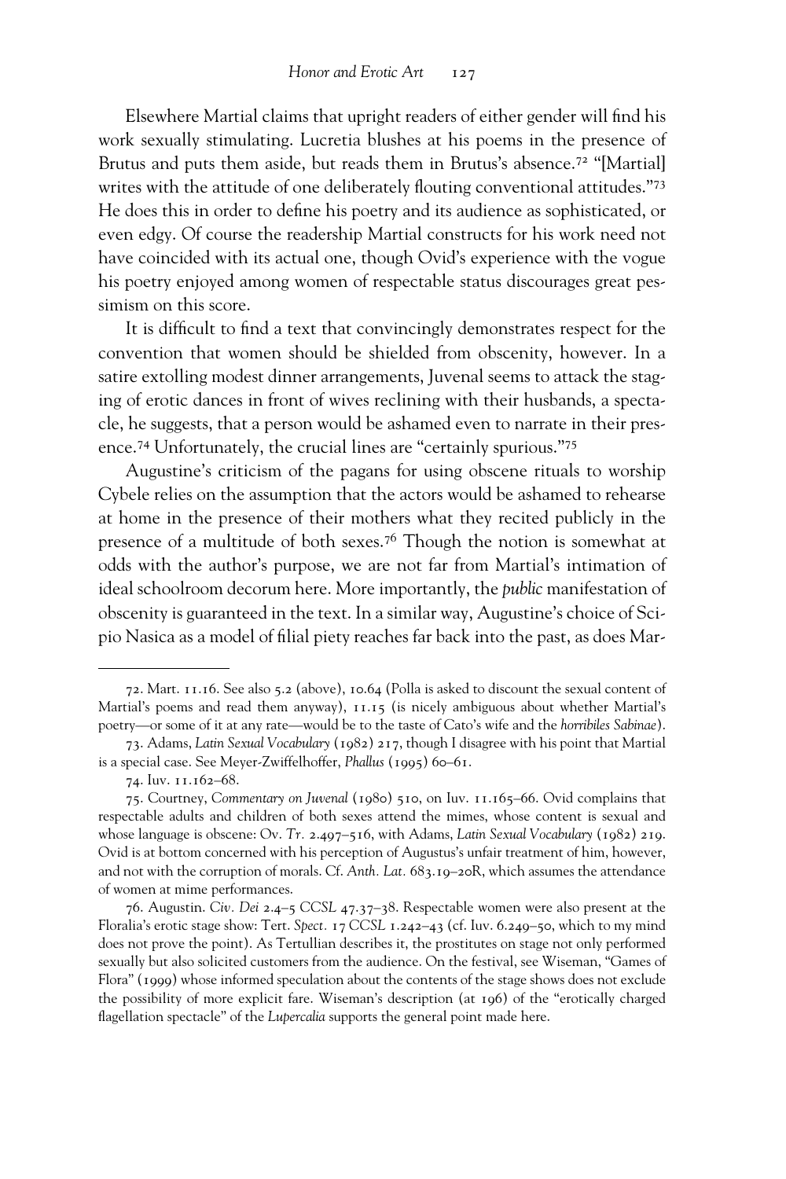Elsewhere Martial claims that upright readers of either gender will find his work sexually stimulating. Lucretia blushes at his poems in the presence of Brutus and puts them aside, but reads them in Brutus's absence.[72] "[Martial] writes with the attitude of one deliberately flouting conventional attitudes."[73] He does this in order to define his poetry and its audience as sophisticated, or even edgy. Of course the readership Martial constructs for his work need not have coincided with its actual one, though Ovid's experience with the vogue his poetry enjoyed among women of respectable status discourages great pessimism on this score.

It is difficult to find a text that convincingly demonstrates respect for the convention that women should be shielded from obscenity, however. In a satire extolling modest dinner arrangements, Juvenal seems to attack the staging of erotic dances in front of wives reclining with their husbands, a spectacle, he suggests, that a person would be ashamed even to narrate in their presence.[74] Unfortunately, the crucial lines are "certainly spurious."[75]

Augustine's criticism of the pagans for using obscene rituals to worship Cybele relies on the assumption that the actors would be ashamed to rehearse at home in the presence of their mothers what they recited publicly in the presence of a multitude of both sexes.[76] Though the notion is somewhat at odds with the author's purpose, we are not far from Martial's intimation of ideal schoolroom decorum here. More importantly, the *public* manifestation of obscenity is guaranteed in the text. In a similar way, Augustine's choice of Scipio Nasica as a model of filial piety reaches far back into the past, as does Mar-

---

72. Mart. 11.16. See also 5.2 (above), 10.64 (Polla is asked to discount the sexual content of Martial's poems and read them anyway), 11.15 (is nicely ambiguous about whether Martial's poetry—or some of it at any rate—would be to the taste of Cato's wife and the *horribiles Sabinae*).

73. Adams, *Latin Sexual Vocabulary* (1982) 217, though I disagree with his point that Martial is a special case. See Meyer-Zwiffelhoffer, *Phallus* (1995) 60–61.

74. Iuv. 11.162–68.

75. Courtney, *Commentary on Juvenal* (1980) 510, on Iuv. 11.165–66. Ovid complains that respectable adults and children of both sexes attend the mimes, whose content is sexual and whose language is obscene: Ov. *Tr.* 2.497–516, with Adams, *Latin Sexual Vocabulary* (1982) 219. Ovid is at bottom concerned with his perception of Augustus's unfair treatment of him, however, and not with the corruption of morals. Cf. *Anth. Lat.* 683.19–20R, which assumes the attendance of women at mime performances.

76. Augustin. *Civ. Dei* 2.4–5 *CCSL* 47.37–38. Respectable women were also present at the Floralia's erotic stage show: Tert. *Spect.* 17 *CCSL* 1.242–43 (cf. Iuv. 6.249–50, which to my mind does not prove the point). As Tertullian describes it, the prostitutes on stage not only performed sexually but also solicited customers from the audience. On the festival, see Wiseman, "Games of Flora" (1999) whose informed speculation about the contents of the stage shows does not exclude the possibility of more explicit fare. Wiseman's description (at 196) of the "erotically charged flagellation spectacle" of the *Lupercalia* supports the general point made here.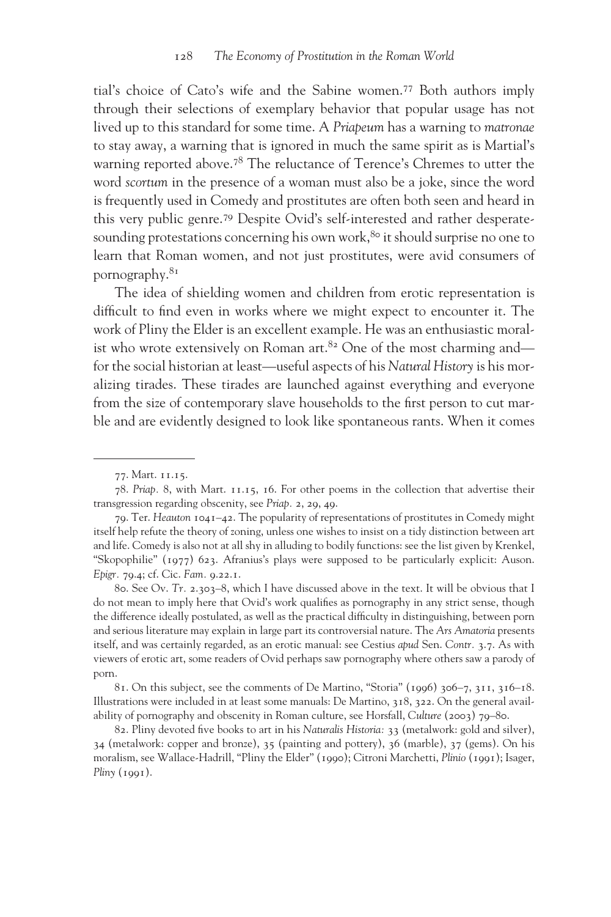tial's choice of Cato's wife and the Sabine women.[77] Both authors imply through their selections of exemplary behavior that popular usage has not lived up to this standard for some time. A *Priapeum* has a warning to *matronae* to stay away, a warning that is ignored in much the same spirit as is Martial's warning reported above.[78] The reluctance of Terence's Chremes to utter the word *scortum* in the presence of a woman must also be a joke, since the word is frequently used in Comedy and prostitutes are often both seen and heard in this very public genre.[79] Despite Ovid's self-interested and rather desperate-sounding protestations concerning his own work,[80] it should surprise no one to learn that Roman women, and not just prostitutes, were avid consumers of pornography.[81]

The idea of shielding women and children from erotic representation is difficult to find even in works where we might expect to encounter it. The work of Pliny the Elder is an excellent example. He was an enthusiastic moralist who wrote extensively on Roman art.[82] One of the most charming and—for the social historian at least—useful aspects of his *Natural History* is his moralizing tirades. These tirades are launched against everything and everyone from the size of contemporary slave households to the first person to cut marble and are evidently designed to look like spontaneous rants. When it comes

---

77. Mart. 11.15.

78. *Priap.* 8, with Mart. 11.15, 16. For other poems in the collection that advertise their transgression regarding obscenity, see *Priap.* 2, 29, 49.

79. Ter. *Heauton* 1041–42. The popularity of representations of prostitutes in Comedy might itself help refute the theory of zoning, unless one wishes to insist on a tidy distinction between art and life. Comedy is also not at all shy in alluding to bodily functions: see the list given by Krenkel, "Skopophilie" (1977) 623. Afranius's plays were supposed to be particularly explicit: Auson. *Epigr.* 79.4; cf. Cic. *Fam.* 9.22.1.

80. See Ov. *Tr.* 2.303–8, which I have discussed above in the text. It will be obvious that I do not mean to imply here that Ovid's work qualifies as pornography in any strict sense, though the difference ideally postulated, as well as the practical difficulty in distinguishing, between porn and serious literature may explain in large part its controversial nature. The *Ars Amatoria* presents itself, and was certainly regarded, as an erotic manual: see Cestius *apud* Sen. *Contr.* 3.7. As with viewers of erotic art, some readers of Ovid perhaps saw pornography where others saw a parody of porn.

81. On this subject, see the comments of De Martino, "Storia" (1996) 306–7, 311, 316–18. Illustrations were included in at least some manuals: De Martino, 318, 322. On the general availability of pornography and obscenity in Roman culture, see Horsfall, *Culture* (2003) 79–80.

82. Pliny devoted five books to art in his *Naturalis Historia:* 33 (metalwork: gold and silver), 34 (metalwork: copper and bronze), 35 (painting and pottery), 36 (marble), 37 (gems). On his moralism, see Wallace-Hadrill, "Pliny the Elder" (1990); Citroni Marchetti, *Plinio* (1991); Isager, *Pliny* (1991).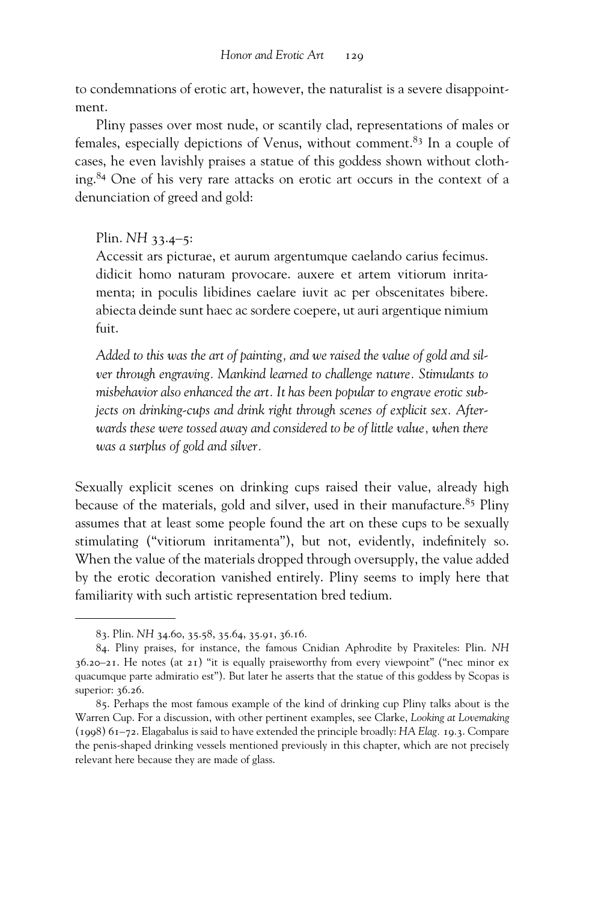to condemnations of erotic art, however, the naturalist is a severe disappointment.

Pliny passes over most nude, or scantily clad, representations of males or females, especially depictions of Venus, without comment.[83] In a couple of cases, he even lavishly praises a statue of this goddess shown without clothing.[84] One of his very rare attacks on erotic art occurs in the context of a denunciation of greed and gold:

> Plin. *NH* 33.4–5:
>
> Accessit ars picturae, et aurum argentumque caelando carius fecimus. didicit homo naturam provocare. auxere et artem vitiorum inritamenta; in poculis libidines caelare iuvit ac per obscenitates bibere. abiecta deinde sunt haec ac sordere coepere, ut auri argentique nimium fuit.
>
> *Added to this was the art of painting, and we raised the value of gold and silver through engraving. Mankind learned to challenge nature. Stimulants to misbehavior also enhanced the art. It has been popular to engrave erotic subjects on drinking-cups and drink right through scenes of explicit sex. Afterwards these were tossed away and considered to be of little value, when there was a surplus of gold and silver.*

Sexually explicit scenes on drinking cups raised their value, already high because of the materials, gold and silver, used in their manufacture.[85] Pliny assumes that at least some people found the art on these cups to be sexually stimulating ("vitiorum inritamenta"), but not, evidently, indefinitely so. When the value of the materials dropped through oversupply, the value added by the erotic decoration vanished entirely. Pliny seems to imply here that familiarity with such artistic representation bred tedium.

---

83. Plin. *NH* 34.60, 35.58, 35.64, 35.91, 36.16.

84. Pliny praises, for instance, the famous Cnidian Aphrodite by Praxiteles: Plin. *NH* 36.20–21. He notes (at 21) "it is equally praiseworthy from every viewpoint" ("nec minor ex quacumque parte admiratio est"). But later he asserts that the statue of this goddess by Scopas is superior: 36.26.

85. Perhaps the most famous example of the kind of drinking cup Pliny talks about is the Warren Cup. For a discussion, with other pertinent examples, see Clarke, *Looking at Lovemaking* (1998) 61–72. Elagabalus is said to have extended the principle broadly: *HA Elag.* 19.3. Compare the penis-shaped drinking vessels mentioned previously in this chapter, which are not precisely relevant here because they are made of glass.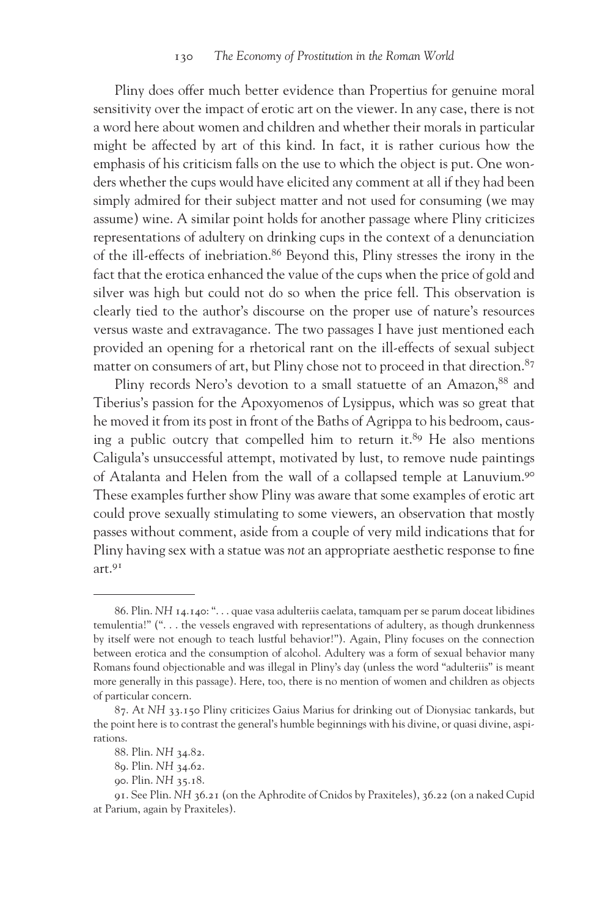Pliny does offer much better evidence than Propertius for genuine moral sensitivity over the impact of erotic art on the viewer. In any case, there is not a word here about women and children and whether their morals in particular might be affected by art of this kind. In fact, it is rather curious how the emphasis of his criticism falls on the use to which the object is put. One wonders whether the cups would have elicited any comment at all if they had been simply admired for their subject matter and not used for consuming (we may assume) wine. A similar point holds for another passage where Pliny criticizes representations of adultery on drinking cups in the context of a denunciation of the ill-effects of inebriation.[86] Beyond this, Pliny stresses the irony in the fact that the erotica enhanced the value of the cups when the price of gold and silver was high but could not do so when the price fell. This observation is clearly tied to the author's discourse on the proper use of nature's resources versus waste and extravagance. The two passages I have just mentioned each provided an opening for a rhetorical rant on the ill-effects of sexual subject matter on consumers of art, but Pliny chose not to proceed in that direction.[87]

Pliny records Nero's devotion to a small statuette of an Amazon,[88] and Tiberius's passion for the Apoxyomenos of Lysippus, which was so great that he moved it from its post in front of the Baths of Agrippa to his bedroom, causing a public outcry that compelled him to return it.[89] He also mentions Caligula's unsuccessful attempt, motivated by lust, to remove nude paintings of Atalanta and Helen from the wall of a collapsed temple at Lanuvium.[90] These examples further show Pliny was aware that some examples of erotic art could prove sexually stimulating to some viewers, an observation that mostly passes without comment, aside from a couple of very mild indications that for Pliny having sex with a statue was *not* an appropriate aesthetic response to fine art.[91]

---

86. Plin. *NH* 14.140: ". . . quae vasa adulteriis caelata, tamquam per se parum doceat libidines temulentia!" (". . . the vessels engraved with representations of adultery, as though drunkenness by itself were not enough to teach lustful behavior!"). Again, Pliny focuses on the connection between erotica and the consumption of alcohol. Adultery was a form of sexual behavior many Romans found objectionable and was illegal in Pliny's day (unless the word "adulteriis" is meant more generally in this passage). Here, too, there is no mention of women and children as objects of particular concern.

87. At *NH* 33.150 Pliny criticizes Gaius Marius for drinking out of Dionysiac tankards, but the point here is to contrast the general's humble beginnings with his divine, or quasi divine, aspirations.

88. Plin. *NH* 34.82.

89. Plin. *NH* 34.62.

90. Plin. *NH* 35.18.

91. See Plin. *NH* 36.21 (on the Aphrodite of Cnidos by Praxiteles), 36.22 (on a naked Cupid at Parium, again by Praxiteles).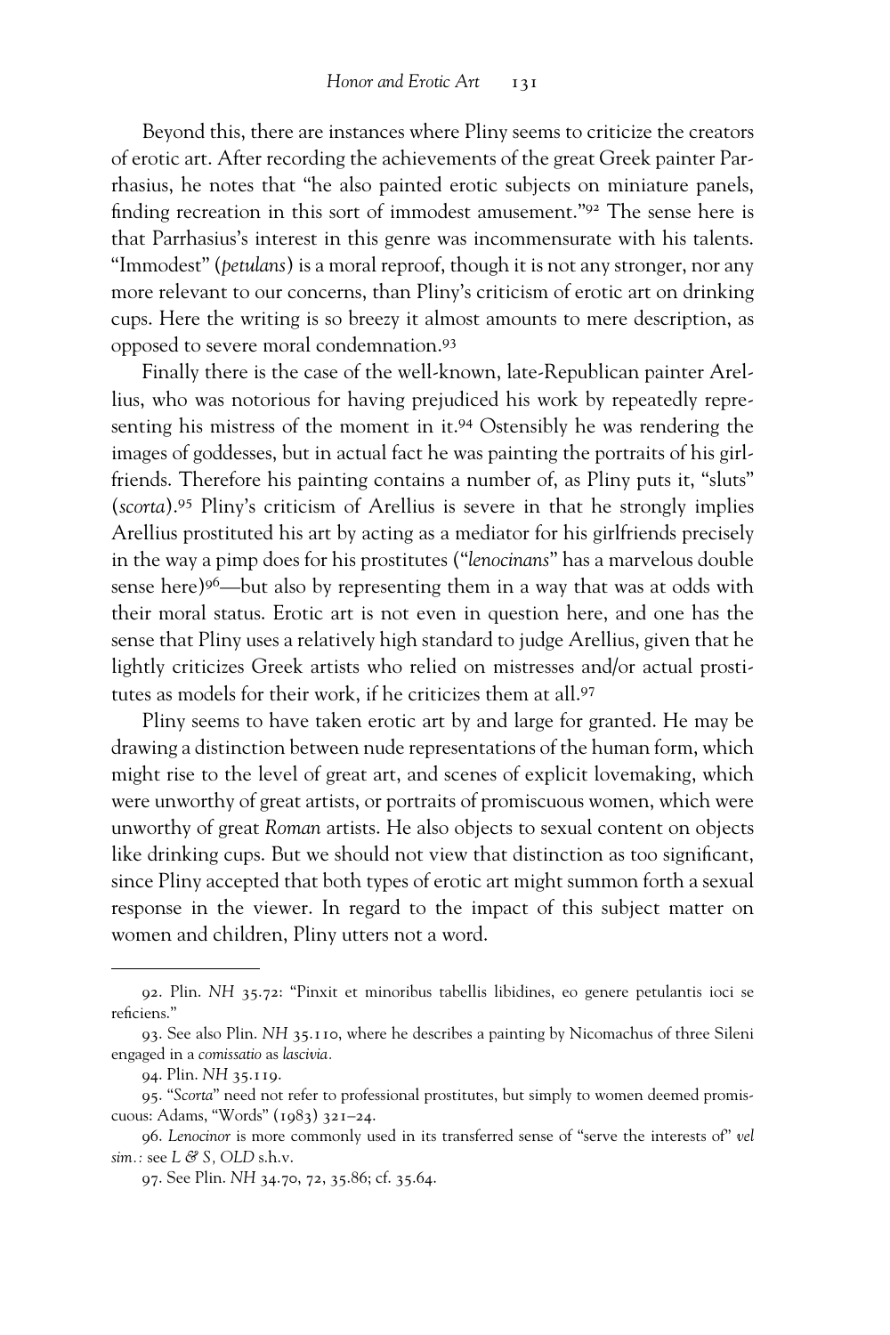Beyond this, there are instances where Pliny seems to criticize the creators of erotic art. After recording the achievements of the great Greek painter Parrhasius, he notes that "he also painted erotic subjects on miniature panels, finding recreation in this sort of immodest amusement."[92] The sense here is that Parrhasius's interest in this genre was incommensurate with his talents. "Immodest" (*petulans*) is a moral reproof, though it is not any stronger, nor any more relevant to our concerns, than Pliny's criticism of erotic art on drinking cups. Here the writing is so breezy it almost amounts to mere description, as opposed to severe moral condemnation.[93]

Finally there is the case of the well-known, late-Republican painter Arellius, who was notorious for having prejudiced his work by repeatedly representing his mistress of the moment in it.[94] Ostensibly he was rendering the images of goddesses, but in actual fact he was painting the portraits of his girlfriends. Therefore his painting contains a number of, as Pliny puts it, "sluts" (*scorta*).[95] Pliny's criticism of Arellius is severe in that he strongly implies Arellius prostituted his art by acting as a mediator for his girlfriends precisely in the way a pimp does for his prostitutes ("*lenocinans*" has a marvelous double sense here)[96]—but also by representing them in a way that was at odds with their moral status. Erotic art is not even in question here, and one has the sense that Pliny uses a relatively high standard to judge Arellius, given that he lightly criticizes Greek artists who relied on mistresses and/or actual prostitutes as models for their work, if he criticizes them at all.[97]

Pliny seems to have taken erotic art by and large for granted. He may be drawing a distinction between nude representations of the human form, which might rise to the level of great art, and scenes of explicit lovemaking, which were unworthy of great artists, or portraits of promiscuous women, which were unworthy of great *Roman* artists. He also objects to sexual content on objects like drinking cups. But we should not view that distinction as too significant, since Pliny accepted that both types of erotic art might summon forth a sexual response in the viewer. In regard to the impact of this subject matter on women and children, Pliny utters not a word.

---

92. Plin. *NH* 35.72: "Pinxit et minoribus tabellis libidines, eo genere petulantis ioci se reficiens."

93. See also Plin. *NH* 35.110, where he describes a painting by Nicomachus of three Sileni engaged in a *comissatio* as *lascivia*.

94. Plin. *NH* 35.119.

95. "*Scorta*" need not refer to professional prostitutes, but simply to women deemed promiscuous: Adams, "Words" (1983) 321–24.

96. *Lenocinor* is more commonly used in its transferred sense of "serve the interests of" *vel sim.*: see *L & S*, *OLD* s.h.v.

97. See Plin. *NH* 34.70, 72, 35.86; cf. 35.64.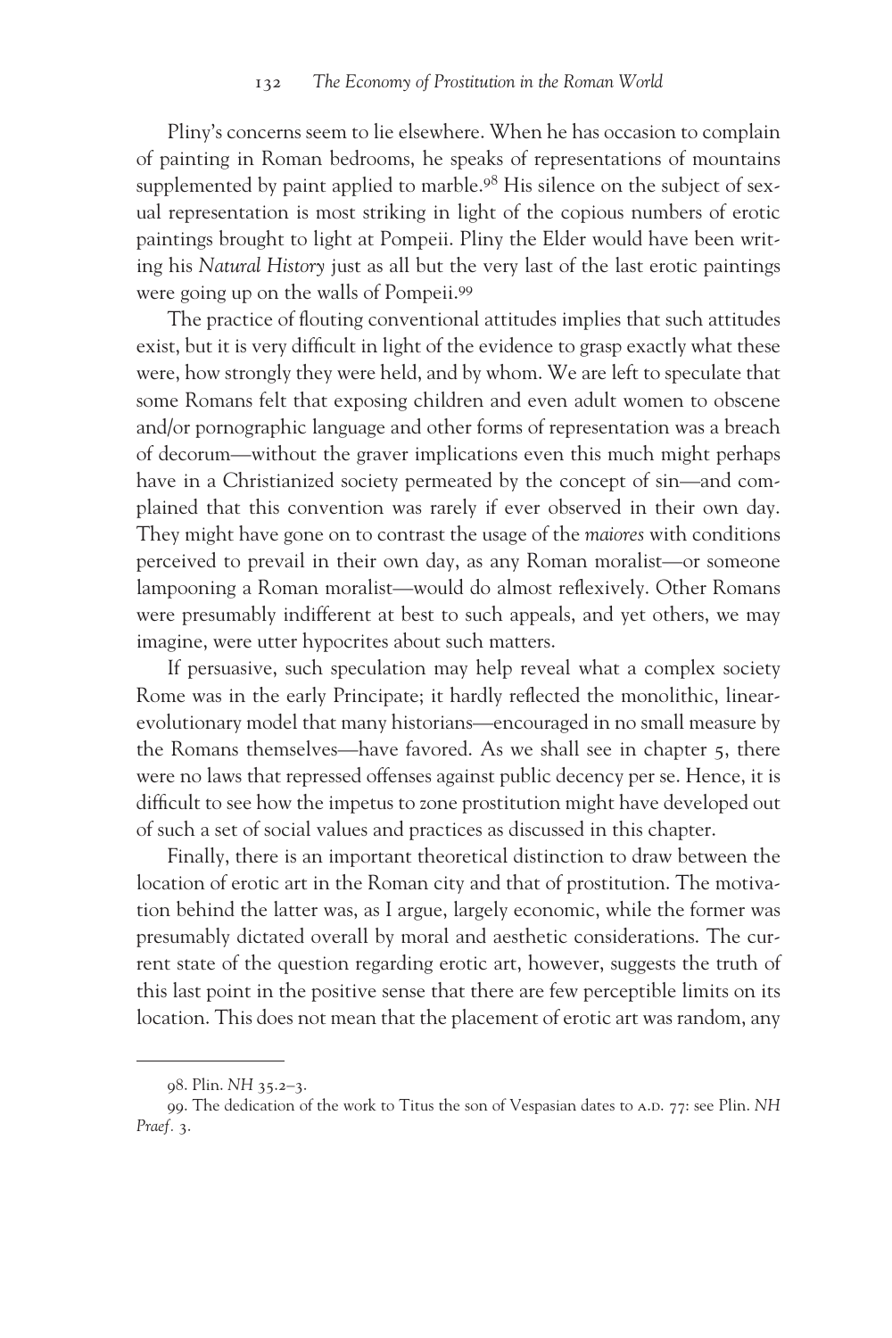Pliny's concerns seem to lie elsewhere. When he has occasion to complain of painting in Roman bedrooms, he speaks of representations of mountains supplemented by paint applied to marble.[98] His silence on the subject of sexual representation is most striking in light of the copious numbers of erotic paintings brought to light at Pompeii. Pliny the Elder would have been writing his *Natural History* just as all but the very last of the last erotic paintings were going up on the walls of Pompeii.[99]

The practice of flouting conventional attitudes implies that such attitudes exist, but it is very difficult in light of the evidence to grasp exactly what these were, how strongly they were held, and by whom. We are left to speculate that some Romans felt that exposing children and even adult women to obscene and/or pornographic language and other forms of representation was a breach of decorum—without the graver implications even this much might perhaps have in a Christianized society permeated by the concept of sin—and complained that this convention was rarely if ever observed in their own day. They might have gone on to contrast the usage of the *maiores* with conditions perceived to prevail in their own day, as any Roman moralist—or someone lampooning a Roman moralist—would do almost reflexively. Other Romans were presumably indifferent at best to such appeals, and yet others, we may imagine, were utter hypocrites about such matters.

If persuasive, such speculation may help reveal what a complex society Rome was in the early Principate; it hardly reflected the monolithic, linear-evolutionary model that many historians—encouraged in no small measure by the Romans themselves—have favored. As we shall see in chapter 5, there were no laws that repressed offenses against public decency per se. Hence, it is difficult to see how the impetus to zone prostitution might have developed out of such a set of social values and practices as discussed in this chapter.

Finally, there is an important theoretical distinction to draw between the location of erotic art in the Roman city and that of prostitution. The motivation behind the latter was, as I argue, largely economic, while the former was presumably dictated overall by moral and aesthetic considerations. The current state of the question regarding erotic art, however, suggests the truth of this last point in the positive sense that there are few perceptible limits on its location. This does not mean that the placement of erotic art was random, any

---

98. Plin. *NH* 35.2–3.

99. The dedication of the work to Titus the son of Vespasian dates to A.D. 77: see Plin. *NH Praef*. 3.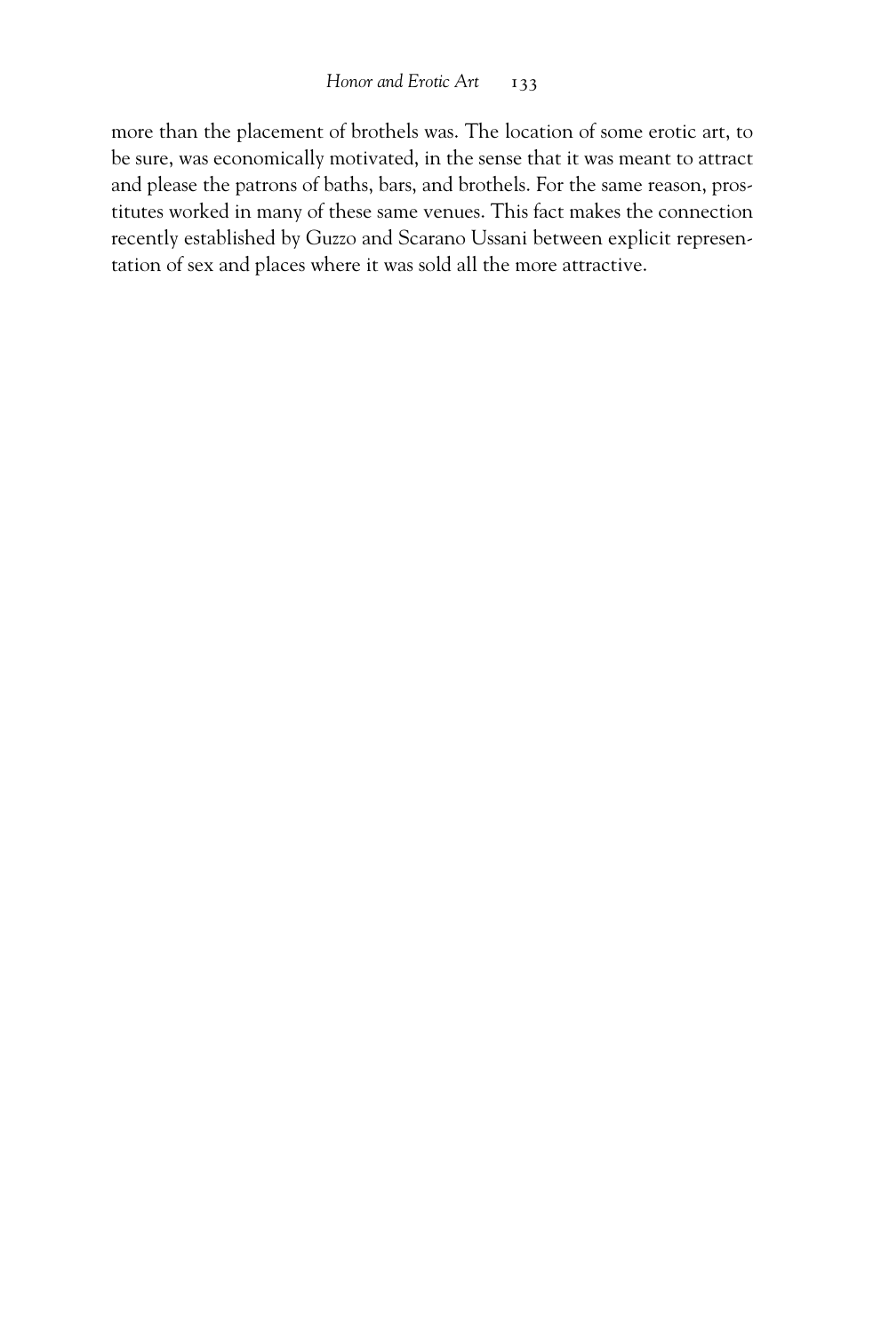more than the placement of brothels was. The location of some erotic art, to be sure, was economically motivated, in the sense that it was meant to attract and please the patrons of baths, bars, and brothels. For the same reason, prostitutes worked in many of these same venues. This fact makes the connection recently established by Guzzo and Scarano Ussani between explicit representation of sex and places where it was sold all the more attractive.